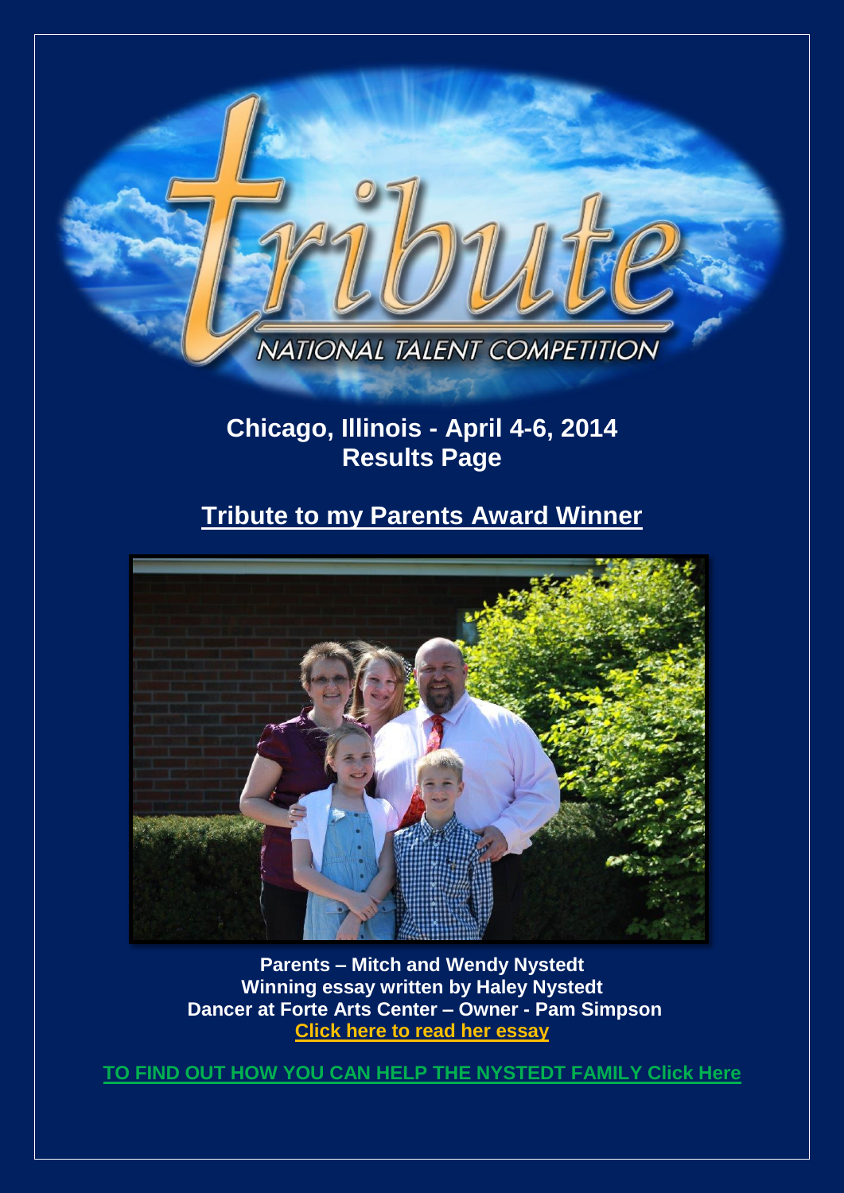tribute

NATIONAL TALENT COMPETITION

## Chicago, Illinois - April 4-6, 2014
## Results Page

## Tribute to my Parents Award Winner

**Parents – Mitch and Wendy Nystedt**
**Winning essay written by Haley Nystedt**
**Dancer at Forte Arts Center – Owner - Pam Simpson**
**Click here to read her essay**

**TO FIND OUT HOW YOU CAN HELP THE NYSTEDT FAMILY Click Here**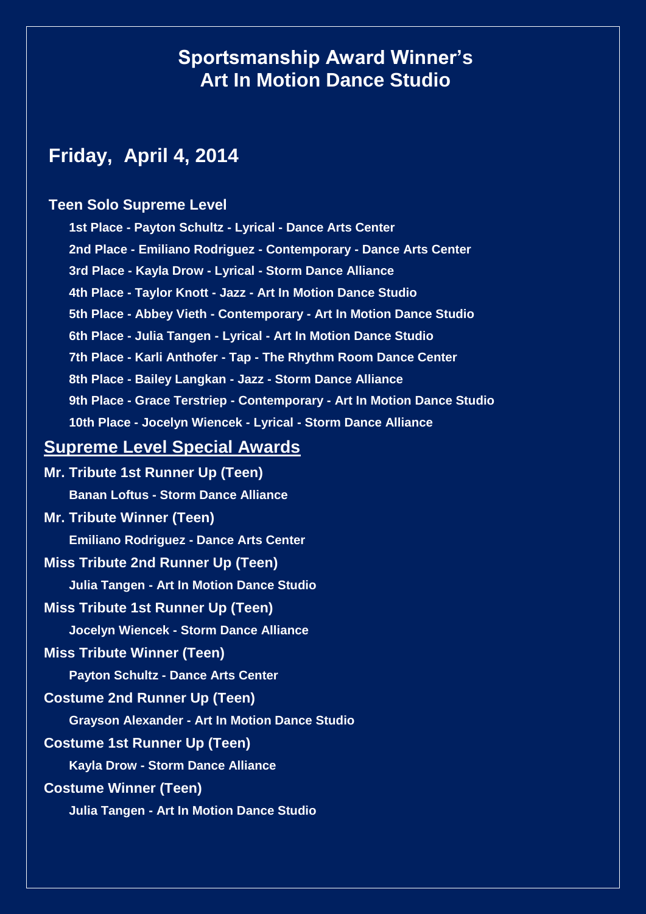# Sportsmanship Award Winner's
# Art In Motion Dance Studio

## Friday, April 4, 2014

### Teen Solo Supreme Level

**1st Place - Payton Schultz - Lyrical - Dance Arts Center**

**2nd Place - Emiliano Rodriguez - Contemporary - Dance Arts Center**

**3rd Place - Kayla Drow - Lyrical - Storm Dance Alliance**

**4th Place - Taylor Knott - Jazz - Art In Motion Dance Studio**

**5th Place - Abbey Vieth - Contemporary - Art In Motion Dance Studio**

**6th Place - Julia Tangen - Lyrical - Art In Motion Dance Studio**

**7th Place - Karli Anthofer - Tap - The Rhythm Room Dance Center**

**8th Place - Bailey Langkan - Jazz - Storm Dance Alliance**

**9th Place - Grace Terstriep - Contemporary - Art In Motion Dance Studio**

**10th Place - Jocelyn Wiencek - Lyrical - Storm Dance Alliance**

## Supreme Level Special Awards

**Mr. Tribute 1st Runner Up (Teen)**

**Banan Loftus - Storm Dance Alliance**

**Mr. Tribute Winner (Teen)**

**Emiliano Rodriguez - Dance Arts Center**

**Miss Tribute 2nd Runner Up (Teen)**

**Julia Tangen - Art In Motion Dance Studio**

**Miss Tribute 1st Runner Up (Teen)**

**Jocelyn Wiencek - Storm Dance Alliance**

**Miss Tribute Winner (Teen)**

**Payton Schultz - Dance Arts Center**

**Costume 2nd Runner Up (Teen)**

**Grayson Alexander - Art In Motion Dance Studio**

**Costume 1st Runner Up (Teen)**

**Kayla Drow - Storm Dance Alliance**

**Costume Winner (Teen)**

**Julia Tangen - Art In Motion Dance Studio**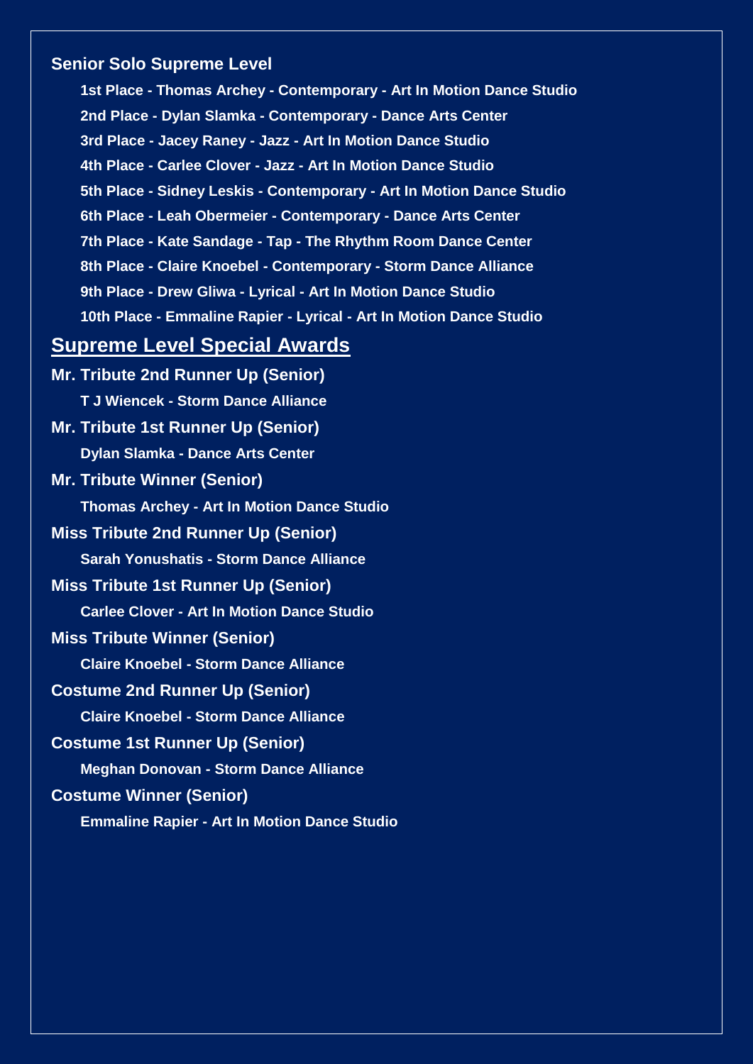### Senior Solo Supreme Level

- **1st Place - Thomas Archey - Contemporary - Art In Motion Dance Studio**
- **2nd Place - Dylan Slamka - Contemporary - Dance Arts Center**
- **3rd Place - Jacey Raney - Jazz - Art In Motion Dance Studio**
- **4th Place - Carlee Clover - Jazz - Art In Motion Dance Studio**
- **5th Place - Sidney Leskis - Contemporary - Art In Motion Dance Studio**
- **6th Place - Leah Obermeier - Contemporary - Dance Arts Center**
- **7th Place - Kate Sandage - Tap - The Rhythm Room Dance Center**
- **8th Place - Claire Knoebel - Contemporary - Storm Dance Alliance**
- **9th Place - Drew Gliwa - Lyrical - Art In Motion Dance Studio**
- **10th Place - Emmaline Rapier - Lyrical - Art In Motion Dance Studio**

## Supreme Level Special Awards

### Mr. Tribute 2nd Runner Up (Senior)

**T J Wiencek - Storm Dance Alliance**

### Mr. Tribute 1st Runner Up (Senior)

**Dylan Slamka - Dance Arts Center**

### Mr. Tribute Winner (Senior)

**Thomas Archey - Art In Motion Dance Studio**

### Miss Tribute 2nd Runner Up (Senior)

**Sarah Yonushatis - Storm Dance Alliance**

### Miss Tribute 1st Runner Up (Senior)

**Carlee Clover - Art In Motion Dance Studio**

### Miss Tribute Winner (Senior)

**Claire Knoebel - Storm Dance Alliance**

### Costume 2nd Runner Up (Senior)

**Claire Knoebel - Storm Dance Alliance**

### Costume 1st Runner Up (Senior)

**Meghan Donovan - Storm Dance Alliance**

### Costume Winner (Senior)

**Emmaline Rapier - Art In Motion Dance Studio**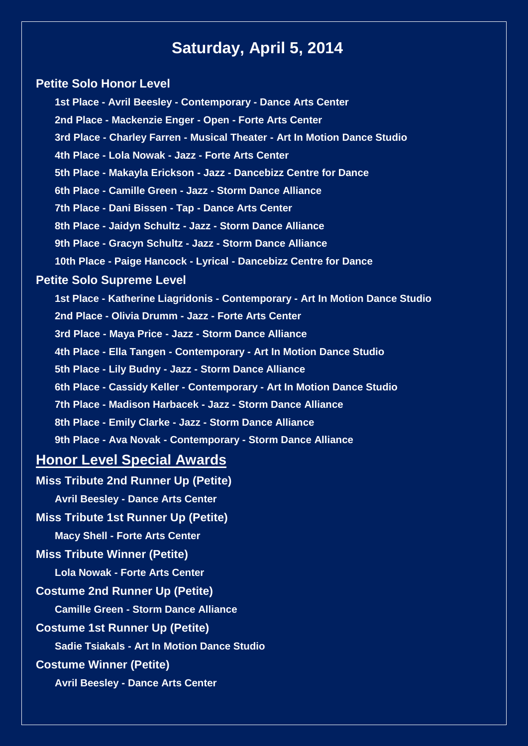# Saturday, April 5, 2014

### Petite Solo Honor Level

**1st Place - Avril Beesley - Contemporary - Dance Arts Center**

**2nd Place - Mackenzie Enger - Open - Forte Arts Center**

**3rd Place - Charley Farren - Musical Theater - Art In Motion Dance Studio**

**4th Place - Lola Nowak - Jazz - Forte Arts Center**

**5th Place - Makayla Erickson - Jazz - Dancebizz Centre for Dance**

**6th Place - Camille Green - Jazz - Storm Dance Alliance**

**7th Place - Dani Bissen - Tap - Dance Arts Center**

**8th Place - Jaidyn Schultz - Jazz - Storm Dance Alliance**

**9th Place - Gracyn Schultz - Jazz - Storm Dance Alliance**

**10th Place - Paige Hancock - Lyrical - Dancebizz Centre for Dance**

### Petite Solo Supreme Level

**1st Place - Katherine Liagridonis - Contemporary - Art In Motion Dance Studio**

**2nd Place - Olivia Drumm - Jazz - Forte Arts Center**

**3rd Place - Maya Price - Jazz - Storm Dance Alliance**

**4th Place - Ella Tangen - Contemporary - Art In Motion Dance Studio**

**5th Place - Lily Budny - Jazz - Storm Dance Alliance**

**6th Place - Cassidy Keller - Contemporary - Art In Motion Dance Studio**

**7th Place - Madison Harbacek - Jazz - Storm Dance Alliance**

**8th Place - Emily Clarke - Jazz - Storm Dance Alliance**

**9th Place - Ava Novak - Contemporary - Storm Dance Alliance**

## Honor Level Special Awards

### Miss Tribute 2nd Runner Up (Petite)

**Avril Beesley - Dance Arts Center**

### Miss Tribute 1st Runner Up (Petite)

**Macy Shell - Forte Arts Center**

### Miss Tribute Winner (Petite)

**Lola Nowak - Forte Arts Center**

### Costume 2nd Runner Up (Petite)

**Camille Green - Storm Dance Alliance**

### Costume 1st Runner Up (Petite)

**Sadie Tsiakals - Art In Motion Dance Studio**

### Costume Winner (Petite)

**Avril Beesley - Dance Arts Center**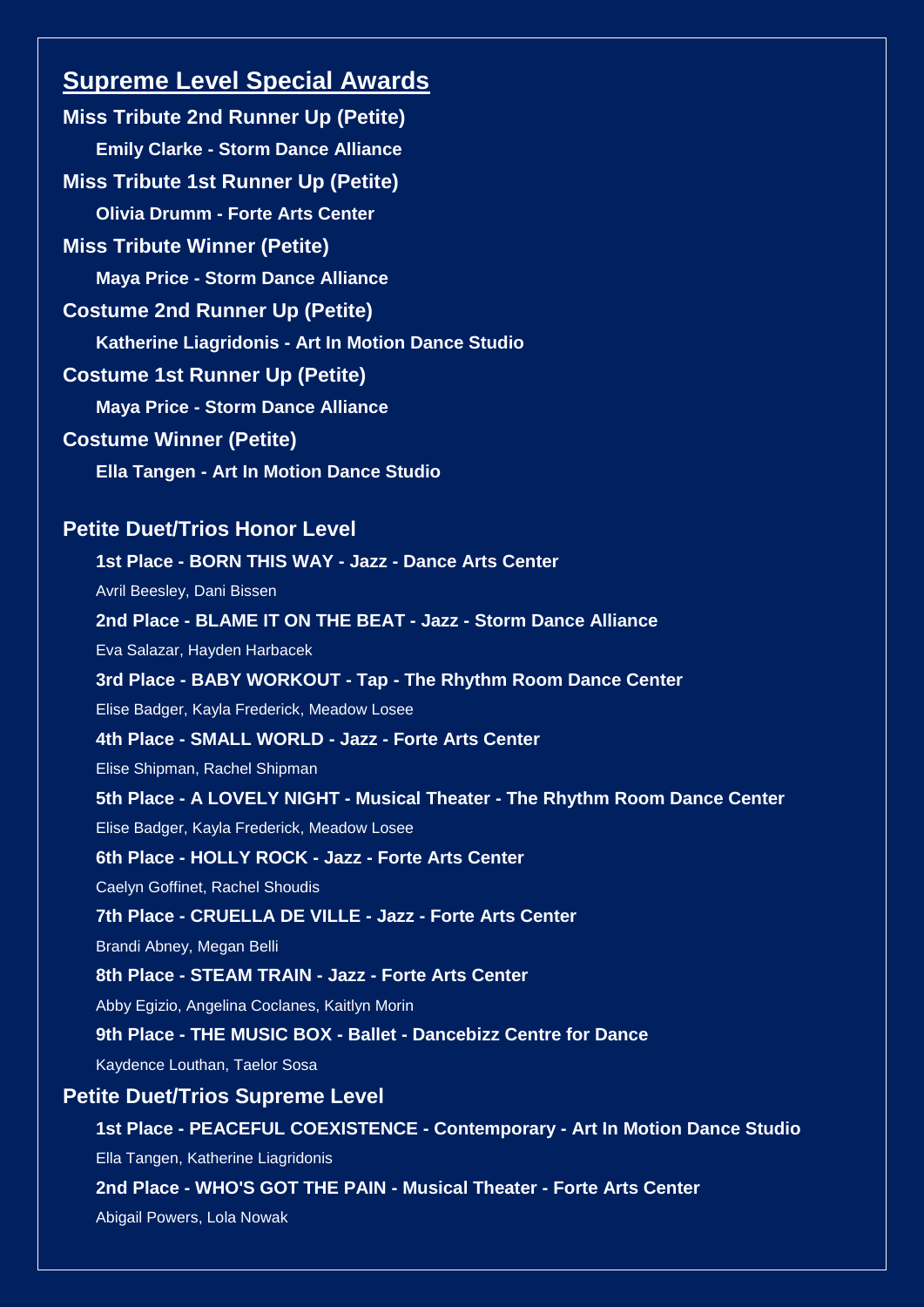## Supreme Level Special Awards

**Miss Tribute 2nd Runner Up (Petite)**

**Emily Clarke - Storm Dance Alliance**

**Miss Tribute 1st Runner Up (Petite)**

**Olivia Drumm - Forte Arts Center**

**Miss Tribute Winner (Petite)**

**Maya Price - Storm Dance Alliance**

**Costume 2nd Runner Up (Petite)**

**Katherine Liagridonis - Art In Motion Dance Studio**

**Costume 1st Runner Up (Petite)**

**Maya Price - Storm Dance Alliance**

**Costume Winner (Petite)**

**Ella Tangen - Art In Motion Dance Studio**

### Petite Duet/Trios Honor Level

**1st Place - BORN THIS WAY - Jazz - Dance Arts Center**

Avril Beesley, Dani Bissen

**2nd Place - BLAME IT ON THE BEAT - Jazz - Storm Dance Alliance**

Eva Salazar, Hayden Harbacek

**3rd Place - BABY WORKOUT - Tap - The Rhythm Room Dance Center**

Elise Badger, Kayla Frederick, Meadow Losee

**4th Place - SMALL WORLD - Jazz - Forte Arts Center**

Elise Shipman, Rachel Shipman

**5th Place - A LOVELY NIGHT - Musical Theater - The Rhythm Room Dance Center**

Elise Badger, Kayla Frederick, Meadow Losee

**6th Place - HOLLY ROCK - Jazz - Forte Arts Center**

Caelyn Goffinet, Rachel Shoudis

**7th Place - CRUELLA DE VILLE - Jazz - Forte Arts Center**

Brandi Abney, Megan Belli

**8th Place - STEAM TRAIN - Jazz - Forte Arts Center**

Abby Egizio, Angelina Coclanes, Kaitlyn Morin

**9th Place - THE MUSIC BOX - Ballet - Dancebizz Centre for Dance**

Kaydence Louthan, Taelor Sosa

### Petite Duet/Trios Supreme Level

**1st Place - PEACEFUL COEXISTENCE - Contemporary - Art In Motion Dance Studio**

Ella Tangen, Katherine Liagridonis

**2nd Place - WHO'S GOT THE PAIN - Musical Theater - Forte Arts Center**

Abigail Powers, Lola Nowak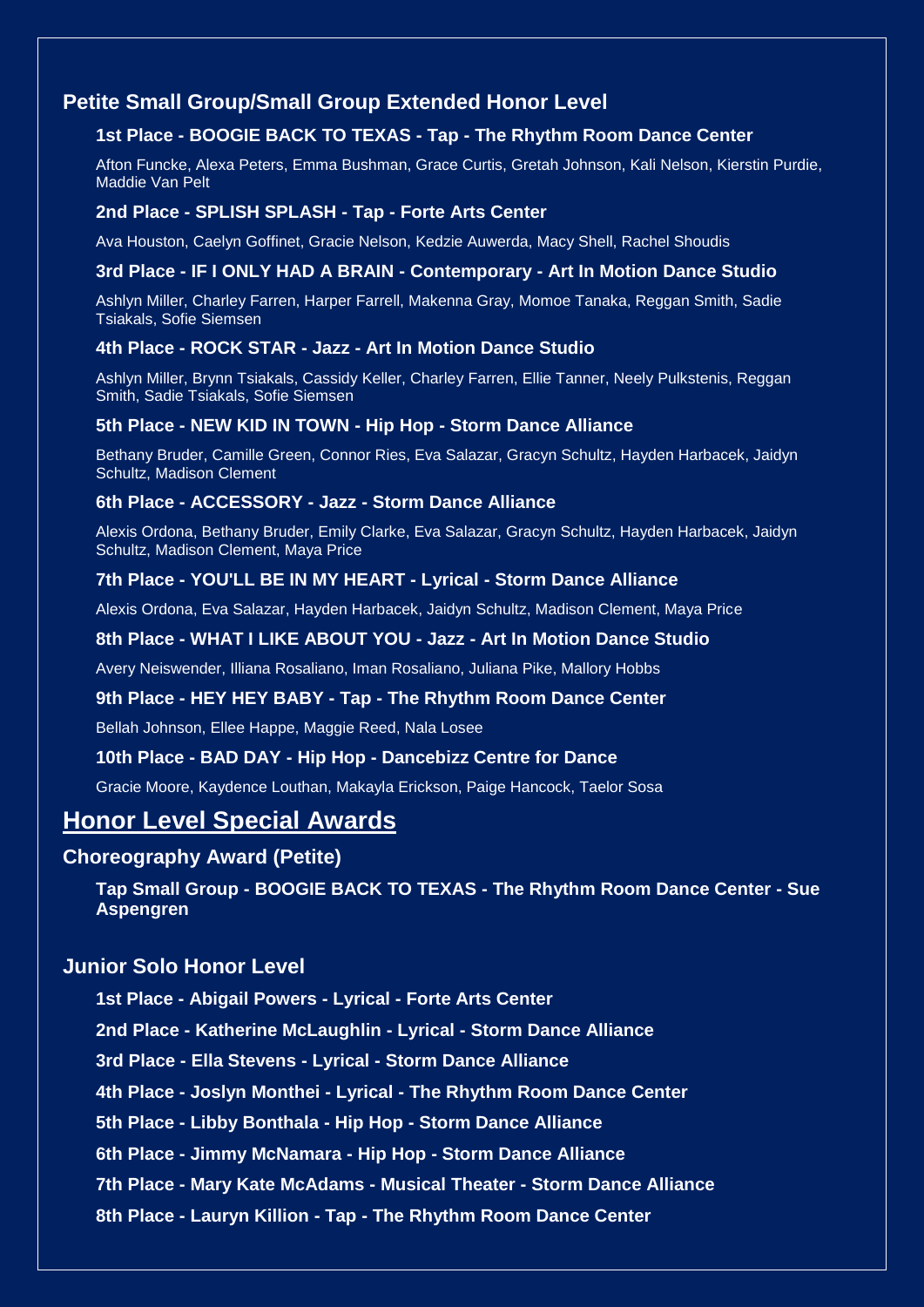### Petite Small Group/Small Group Extended Honor Level

**1st Place - BOOGIE BACK TO TEXAS - Tap - The Rhythm Room Dance Center**

Afton Funcke, Alexa Peters, Emma Bushman, Grace Curtis, Gretah Johnson, Kali Nelson, Kierstin Purdie, Maddie Van Pelt

**2nd Place - SPLISH SPLASH - Tap - Forte Arts Center**

Ava Houston, Caelyn Goffinet, Gracie Nelson, Kedzie Auwerda, Macy Shell, Rachel Shoudis

**3rd Place - IF I ONLY HAD A BRAIN - Contemporary - Art In Motion Dance Studio**

Ashlyn Miller, Charley Farren, Harper Farrell, Makenna Gray, Momoe Tanaka, Reggan Smith, Sadie Tsiakals, Sofie Siemsen

**4th Place - ROCK STAR - Jazz - Art In Motion Dance Studio**

Ashlyn Miller, Brynn Tsiakals, Cassidy Keller, Charley Farren, Ellie Tanner, Neely Pulkstenis, Reggan Smith, Sadie Tsiakals, Sofie Siemsen

**5th Place - NEW KID IN TOWN - Hip Hop - Storm Dance Alliance**

Bethany Bruder, Camille Green, Connor Ries, Eva Salazar, Gracyn Schultz, Hayden Harbacek, Jaidyn Schultz, Madison Clement

**6th Place - ACCESSORY - Jazz - Storm Dance Alliance**

Alexis Ordona, Bethany Bruder, Emily Clarke, Eva Salazar, Gracyn Schultz, Hayden Harbacek, Jaidyn Schultz, Madison Clement, Maya Price

**7th Place - YOU'LL BE IN MY HEART - Lyrical - Storm Dance Alliance**

Alexis Ordona, Eva Salazar, Hayden Harbacek, Jaidyn Schultz, Madison Clement, Maya Price

**8th Place - WHAT I LIKE ABOUT YOU - Jazz - Art In Motion Dance Studio**

Avery Neiswender, Illiana Rosaliano, Iman Rosaliano, Juliana Pike, Mallory Hobbs

**9th Place - HEY HEY BABY - Tap - The Rhythm Room Dance Center**

Bellah Johnson, Ellee Happe, Maggie Reed, Nala Losee

**10th Place - BAD DAY - Hip Hop - Dancebizz Centre for Dance**

Gracie Moore, Kaydence Louthan, Makayla Erickson, Paige Hancock, Taelor Sosa

## Honor Level Special Awards

### Choreography Award (Petite)

**Tap Small Group - BOOGIE BACK TO TEXAS - The Rhythm Room Dance Center - Sue Aspengren**

### Junior Solo Honor Level

**1st Place - Abigail Powers - Lyrical - Forte Arts Center**

**2nd Place - Katherine McLaughlin - Lyrical - Storm Dance Alliance**

**3rd Place - Ella Stevens - Lyrical - Storm Dance Alliance**

**4th Place - Joslyn Monthei - Lyrical - The Rhythm Room Dance Center**

**5th Place - Libby Bonthala - Hip Hop - Storm Dance Alliance**

**6th Place - Jimmy McNamara - Hip Hop - Storm Dance Alliance**

**7th Place - Mary Kate McAdams - Musical Theater - Storm Dance Alliance**

**8th Place - Lauryn Killion - Tap - The Rhythm Room Dance Center**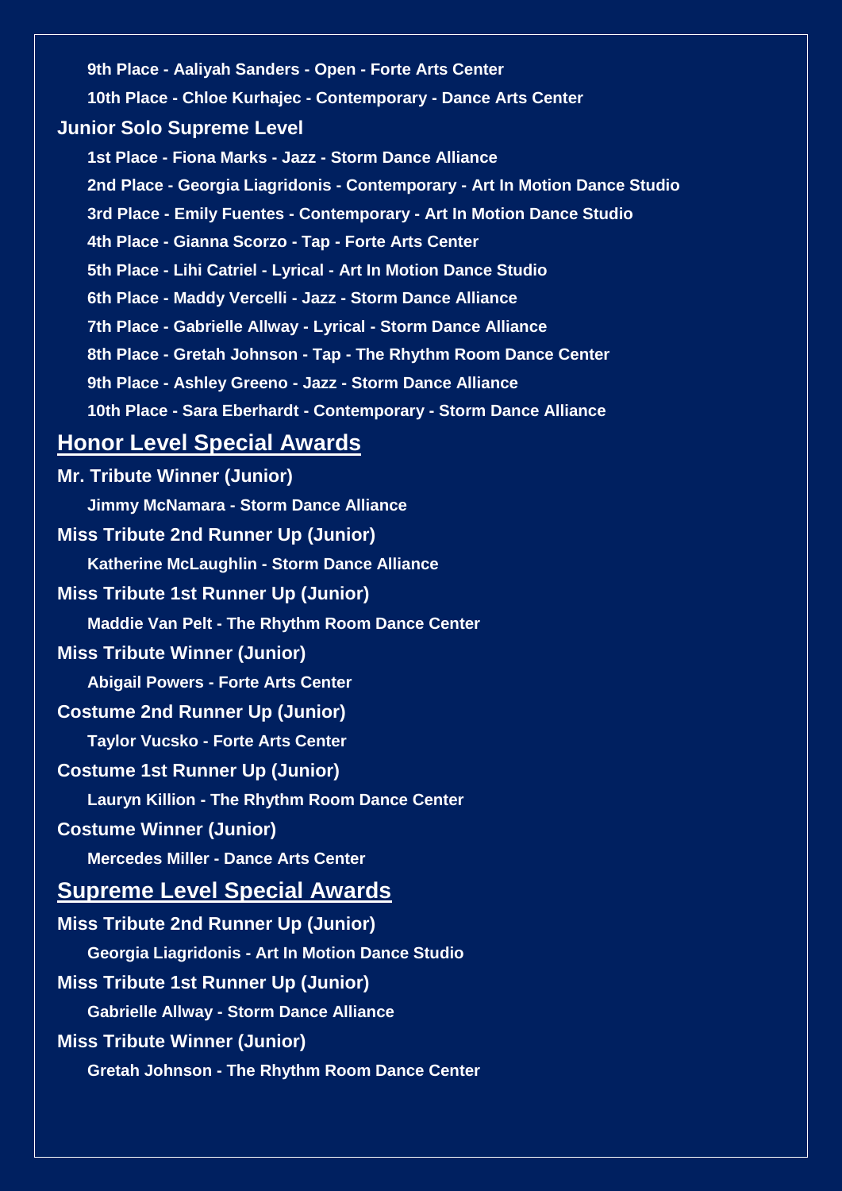**9th Place - Aaliyah Sanders - Open - Forte Arts Center**

**10th Place - Chloe Kurhajec - Contemporary - Dance Arts Center**

### Junior Solo Supreme Level

**1st Place - Fiona Marks - Jazz - Storm Dance Alliance**

**2nd Place - Georgia Liagridonis - Contemporary - Art In Motion Dance Studio**

**3rd Place - Emily Fuentes - Contemporary - Art In Motion Dance Studio**

**4th Place - Gianna Scorzo - Tap - Forte Arts Center**

**5th Place - Lihi Catriel - Lyrical - Art In Motion Dance Studio**

**6th Place - Maddy Vercelli - Jazz - Storm Dance Alliance**

**7th Place - Gabrielle Allway - Lyrical - Storm Dance Alliance**

**8th Place - Gretah Johnson - Tap - The Rhythm Room Dance Center**

**9th Place - Ashley Greeno - Jazz - Storm Dance Alliance**

**10th Place - Sara Eberhardt - Contemporary - Storm Dance Alliance**

## Honor Level Special Awards

### Mr. Tribute Winner (Junior)

**Jimmy McNamara - Storm Dance Alliance**

### Miss Tribute 2nd Runner Up (Junior)

**Katherine McLaughlin - Storm Dance Alliance**

### Miss Tribute 1st Runner Up (Junior)

**Maddie Van Pelt - The Rhythm Room Dance Center**

### Miss Tribute Winner (Junior)

**Abigail Powers - Forte Arts Center**

### Costume 2nd Runner Up (Junior)

**Taylor Vucsko - Forte Arts Center**

### Costume 1st Runner Up (Junior)

**Lauryn Killion - The Rhythm Room Dance Center**

### Costume Winner (Junior)

**Mercedes Miller - Dance Arts Center**

## Supreme Level Special Awards

### Miss Tribute 2nd Runner Up (Junior)

**Georgia Liagridonis - Art In Motion Dance Studio**

### Miss Tribute 1st Runner Up (Junior)

**Gabrielle Allway - Storm Dance Alliance**

### Miss Tribute Winner (Junior)

**Gretah Johnson - The Rhythm Room Dance Center**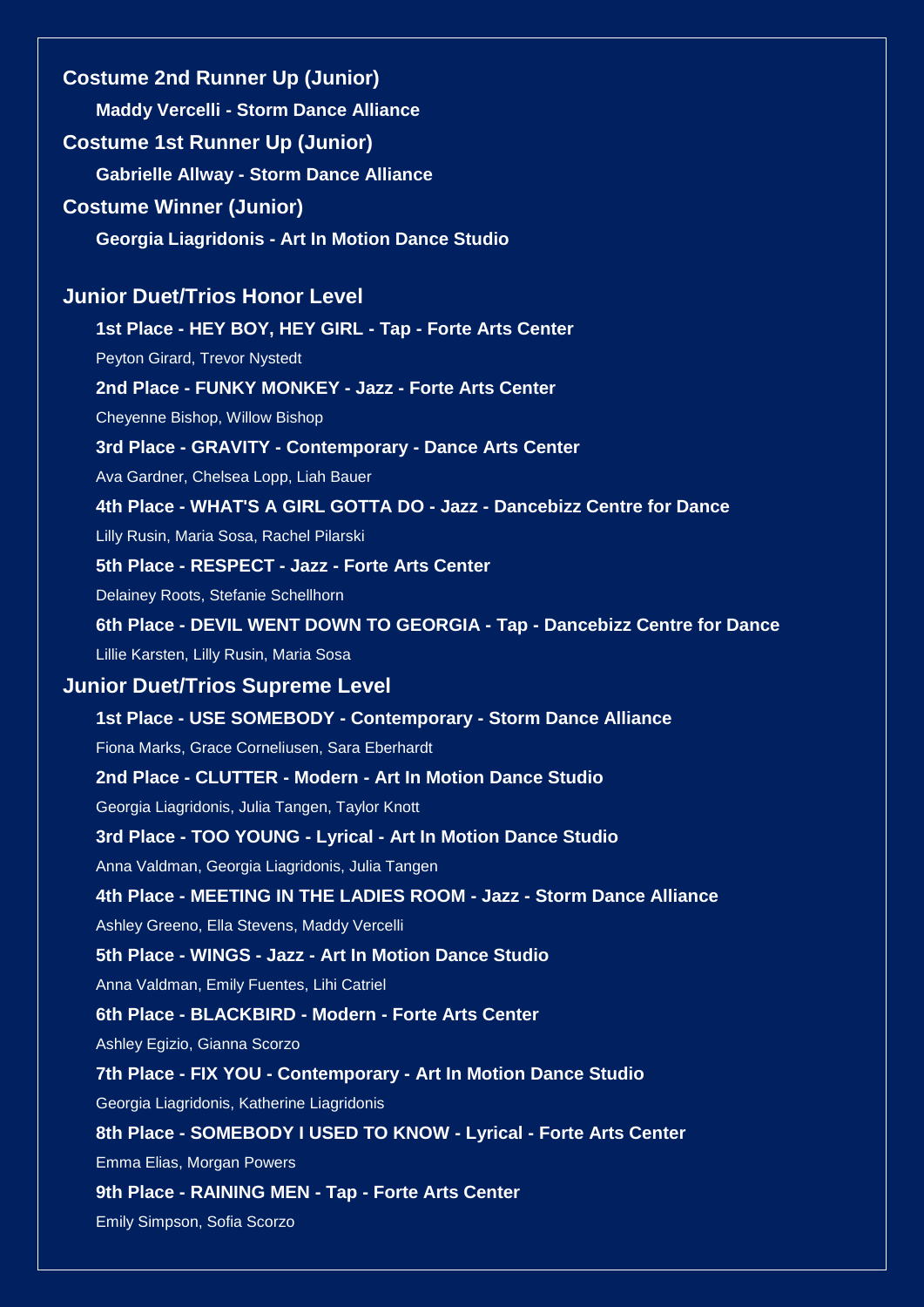## Costume 2nd Runner Up (Junior)

**Maddy Vercelli - Storm Dance Alliance**

## Costume 1st Runner Up (Junior)

**Gabrielle Allway - Storm Dance Alliance**

## Costume Winner (Junior)

**Georgia Liagridonis - Art In Motion Dance Studio**

## Junior Duet/Trios Honor Level

**1st Place - HEY BOY, HEY GIRL - Tap - Forte Arts Center**

Peyton Girard, Trevor Nystedt

**2nd Place - FUNKY MONKEY - Jazz - Forte Arts Center**

Cheyenne Bishop, Willow Bishop

**3rd Place - GRAVITY - Contemporary - Dance Arts Center**

Ava Gardner, Chelsea Lopp, Liah Bauer

**4th Place - WHAT'S A GIRL GOTTA DO - Jazz - Dancebizz Centre for Dance**

Lilly Rusin, Maria Sosa, Rachel Pilarski

**5th Place - RESPECT - Jazz - Forte Arts Center**

Delainey Roots, Stefanie Schellhorn

**6th Place - DEVIL WENT DOWN TO GEORGIA - Tap - Dancebizz Centre for Dance**

Lillie Karsten, Lilly Rusin, Maria Sosa

## Junior Duet/Trios Supreme Level

**1st Place - USE SOMEBODY - Contemporary - Storm Dance Alliance**

Fiona Marks, Grace Corneliusen, Sara Eberhardt

**2nd Place - CLUTTER - Modern - Art In Motion Dance Studio**

Georgia Liagridonis, Julia Tangen, Taylor Knott

**3rd Place - TOO YOUNG - Lyrical - Art In Motion Dance Studio**

Anna Valdman, Georgia Liagridonis, Julia Tangen

**4th Place - MEETING IN THE LADIES ROOM - Jazz - Storm Dance Alliance**

Ashley Greeno, Ella Stevens, Maddy Vercelli

**5th Place - WINGS - Jazz - Art In Motion Dance Studio**

Anna Valdman, Emily Fuentes, Lihi Catriel

**6th Place - BLACKBIRD - Modern - Forte Arts Center**

Ashley Egizio, Gianna Scorzo

**7th Place - FIX YOU - Contemporary - Art In Motion Dance Studio**

Georgia Liagridonis, Katherine Liagridonis

**8th Place - SOMEBODY I USED TO KNOW - Lyrical - Forte Arts Center**

Emma Elias, Morgan Powers

**9th Place - RAINING MEN - Tap - Forte Arts Center**

Emily Simpson, Sofia Scorzo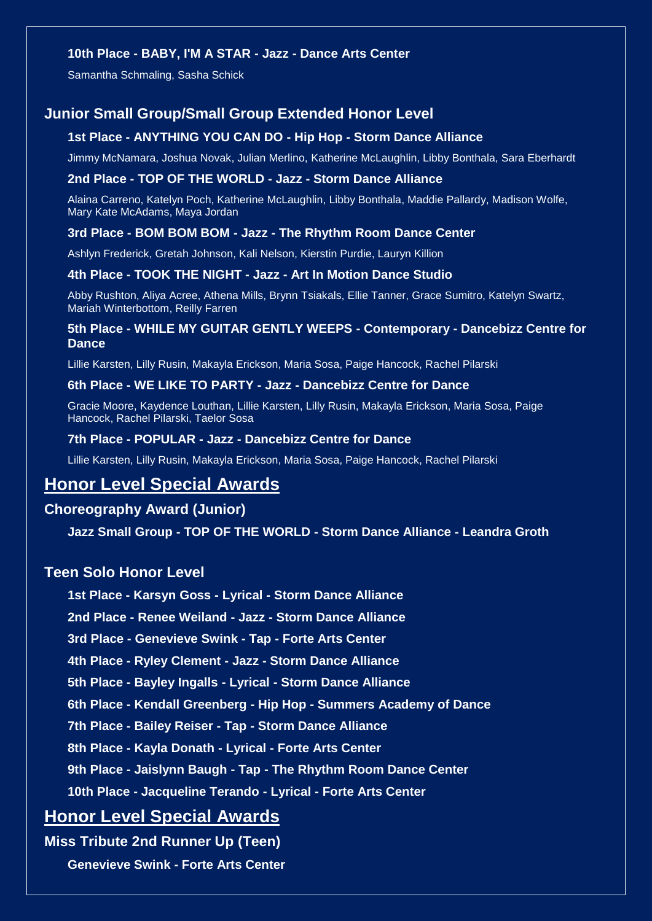**10th Place - BABY, I'M A STAR - Jazz - Dance Arts Center**

Samantha Schmaling, Sasha Schick

### Junior Small Group/Small Group Extended Honor Level

**1st Place - ANYTHING YOU CAN DO - Hip Hop - Storm Dance Alliance**

Jimmy McNamara, Joshua Novak, Julian Merlino, Katherine McLaughlin, Libby Bonthala, Sara Eberhardt

**2nd Place - TOP OF THE WORLD - Jazz - Storm Dance Alliance**

Alaina Carreno, Katelyn Poch, Katherine McLaughlin, Libby Bonthala, Maddie Pallardy, Madison Wolfe, Mary Kate McAdams, Maya Jordan

**3rd Place - BOM BOM BOM - Jazz - The Rhythm Room Dance Center**

Ashlyn Frederick, Gretah Johnson, Kali Nelson, Kierstin Purdie, Lauryn Killion

**4th Place - TOOK THE NIGHT - Jazz - Art In Motion Dance Studio**

Abby Rushton, Aliya Acree, Athena Mills, Brynn Tsiakals, Ellie Tanner, Grace Sumitro, Katelyn Swartz, Mariah Winterbottom, Reilly Farren

**5th Place - WHILE MY GUITAR GENTLY WEEPS - Contemporary - Dancebizz Centre for Dance**

Lillie Karsten, Lilly Rusin, Makayla Erickson, Maria Sosa, Paige Hancock, Rachel Pilarski

**6th Place - WE LIKE TO PARTY - Jazz - Dancebizz Centre for Dance**

Gracie Moore, Kaydence Louthan, Lillie Karsten, Lilly Rusin, Makayla Erickson, Maria Sosa, Paige Hancock, Rachel Pilarski, Taelor Sosa

**7th Place - POPULAR - Jazz - Dancebizz Centre for Dance**

Lillie Karsten, Lilly Rusin, Makayla Erickson, Maria Sosa, Paige Hancock, Rachel Pilarski

## Honor Level Special Awards

### Choreography Award (Junior)

**Jazz Small Group - TOP OF THE WORLD - Storm Dance Alliance - Leandra Groth**

### Teen Solo Honor Level

**1st Place - Karsyn Goss - Lyrical - Storm Dance Alliance**

**2nd Place - Renee Weiland - Jazz - Storm Dance Alliance**

**3rd Place - Genevieve Swink - Tap - Forte Arts Center**

**4th Place - Ryley Clement - Jazz - Storm Dance Alliance**

**5th Place - Bayley Ingalls - Lyrical - Storm Dance Alliance**

**6th Place - Kendall Greenberg - Hip Hop - Summers Academy of Dance**

**7th Place - Bailey Reiser - Tap - Storm Dance Alliance**

**8th Place - Kayla Donath - Lyrical - Forte Arts Center**

**9th Place - Jaislynn Baugh - Tap - The Rhythm Room Dance Center**

**10th Place - Jacqueline Terando - Lyrical - Forte Arts Center**

## Honor Level Special Awards

### Miss Tribute 2nd Runner Up (Teen)

**Genevieve Swink - Forte Arts Center**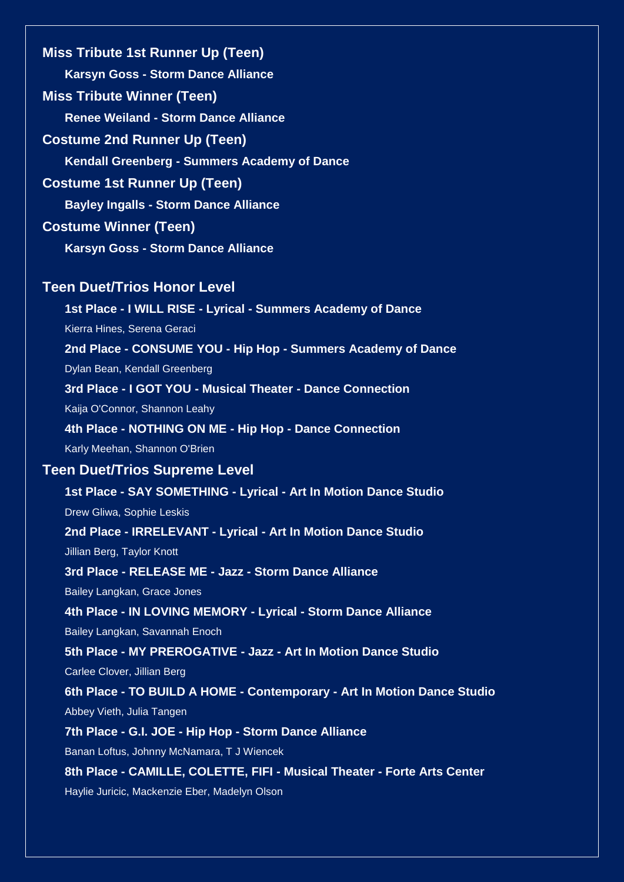**Miss Tribute 1st Runner Up (Teen)**

**Karsyn Goss - Storm Dance Alliance**

**Miss Tribute Winner (Teen)**

**Renee Weiland - Storm Dance Alliance**

**Costume 2nd Runner Up (Teen)**

**Kendall Greenberg - Summers Academy of Dance**

**Costume 1st Runner Up (Teen)**

**Bayley Ingalls - Storm Dance Alliance**

**Costume Winner (Teen)**

**Karsyn Goss - Storm Dance Alliance**

## Teen Duet/Trios Honor Level

**1st Place - I WILL RISE - Lyrical - Summers Academy of Dance**

Kierra Hines, Serena Geraci

**2nd Place - CONSUME YOU - Hip Hop - Summers Academy of Dance**

Dylan Bean, Kendall Greenberg

**3rd Place - I GOT YOU - Musical Theater - Dance Connection**

Kaija O'Connor, Shannon Leahy

**4th Place - NOTHING ON ME - Hip Hop - Dance Connection**

Karly Meehan, Shannon O'Brien

## Teen Duet/Trios Supreme Level

**1st Place - SAY SOMETHING - Lyrical - Art In Motion Dance Studio**

Drew Gliwa, Sophie Leskis

**2nd Place - IRRELEVANT - Lyrical - Art In Motion Dance Studio**

Jillian Berg, Taylor Knott

**3rd Place - RELEASE ME - Jazz - Storm Dance Alliance**

Bailey Langkan, Grace Jones

**4th Place - IN LOVING MEMORY - Lyrical - Storm Dance Alliance**

Bailey Langkan, Savannah Enoch

**5th Place - MY PREROGATIVE - Jazz - Art In Motion Dance Studio**

Carlee Clover, Jillian Berg

**6th Place - TO BUILD A HOME - Contemporary - Art In Motion Dance Studio**

Abbey Vieth, Julia Tangen

**7th Place - G.I. JOE - Hip Hop - Storm Dance Alliance**

Banan Loftus, Johnny McNamara, T J Wiencek

**8th Place - CAMILLE, COLETTE, FIFI - Musical Theater - Forte Arts Center**

Haylie Juricic, Mackenzie Eber, Madelyn Olson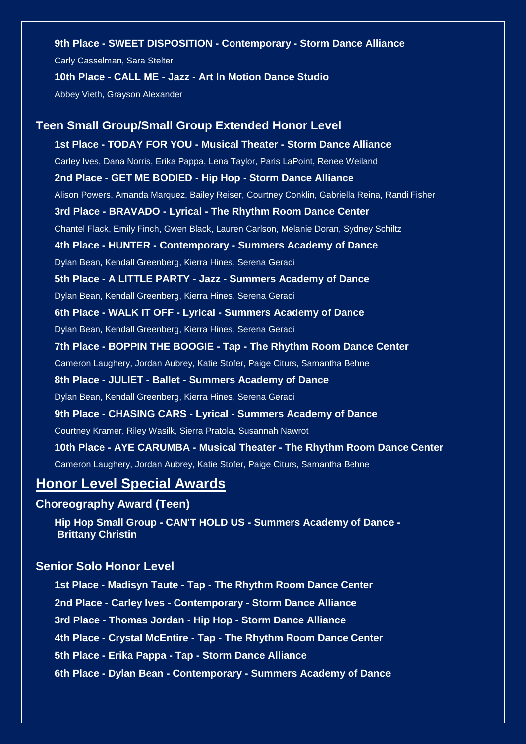**9th Place - SWEET DISPOSITION - Contemporary - Storm Dance Alliance**

Carly Casselman, Sara Stelter

**10th Place - CALL ME - Jazz - Art In Motion Dance Studio**

Abbey Vieth, Grayson Alexander

### Teen Small Group/Small Group Extended Honor Level

**1st Place - TODAY FOR YOU - Musical Theater - Storm Dance Alliance**

Carley Ives, Dana Norris, Erika Pappa, Lena Taylor, Paris LaPoint, Renee Weiland

**2nd Place - GET ME BODIED - Hip Hop - Storm Dance Alliance**

Alison Powers, Amanda Marquez, Bailey Reiser, Courtney Conklin, Gabriella Reina, Randi Fisher

**3rd Place - BRAVADO - Lyrical - The Rhythm Room Dance Center**

Chantel Flack, Emily Finch, Gwen Black, Lauren Carlson, Melanie Doran, Sydney Schiltz

**4th Place - HUNTER - Contemporary - Summers Academy of Dance**

Dylan Bean, Kendall Greenberg, Kierra Hines, Serena Geraci

**5th Place - A LITTLE PARTY - Jazz - Summers Academy of Dance**

Dylan Bean, Kendall Greenberg, Kierra Hines, Serena Geraci

**6th Place - WALK IT OFF - Lyrical - Summers Academy of Dance**

Dylan Bean, Kendall Greenberg, Kierra Hines, Serena Geraci

**7th Place - BOPPIN THE BOOGIE - Tap - The Rhythm Room Dance Center**

Cameron Laughery, Jordan Aubrey, Katie Stofer, Paige Citurs, Samantha Behne

**8th Place - JULIET - Ballet - Summers Academy of Dance**

Dylan Bean, Kendall Greenberg, Kierra Hines, Serena Geraci

**9th Place - CHASING CARS - Lyrical - Summers Academy of Dance**

Courtney Kramer, Riley Wasilk, Sierra Pratola, Susannah Nawrot

**10th Place - AYE CARUMBA - Musical Theater - The Rhythm Room Dance Center**

Cameron Laughery, Jordan Aubrey, Katie Stofer, Paige Citurs, Samantha Behne

## Honor Level Special Awards

### Choreography Award (Teen)

**Hip Hop Small Group - CAN'T HOLD US - Summers Academy of Dance - Brittany Christin**

### Senior Solo Honor Level

**1st Place - Madisyn Taute - Tap - The Rhythm Room Dance Center**

**2nd Place - Carley Ives - Contemporary - Storm Dance Alliance**

**3rd Place - Thomas Jordan - Hip Hop - Storm Dance Alliance**

**4th Place - Crystal McEntire - Tap - The Rhythm Room Dance Center**

**5th Place - Erika Pappa - Tap - Storm Dance Alliance**

**6th Place - Dylan Bean - Contemporary - Summers Academy of Dance**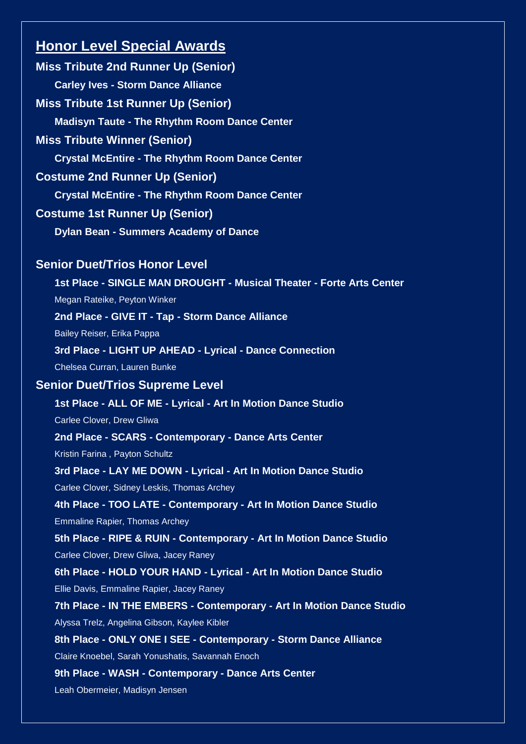## Honor Level Special Awards

**Miss Tribute 2nd Runner Up (Senior)**

**Carley Ives - Storm Dance Alliance**

**Miss Tribute 1st Runner Up (Senior)**

**Madisyn Taute - The Rhythm Room Dance Center**

**Miss Tribute Winner (Senior)**

**Crystal McEntire - The Rhythm Room Dance Center**

**Costume 2nd Runner Up (Senior)**

**Crystal McEntire - The Rhythm Room Dance Center**

**Costume 1st Runner Up (Senior)**

**Dylan Bean - Summers Academy of Dance**

### Senior Duet/Trios Honor Level

**1st Place - SINGLE MAN DROUGHT - Musical Theater - Forte Arts Center**

Megan Rateike, Peyton Winker

**2nd Place - GIVE IT - Tap - Storm Dance Alliance**

Bailey Reiser, Erika Pappa

**3rd Place - LIGHT UP AHEAD - Lyrical - Dance Connection**

Chelsea Curran, Lauren Bunke

### Senior Duet/Trios Supreme Level

**1st Place - ALL OF ME - Lyrical - Art In Motion Dance Studio**

Carlee Clover, Drew Gliwa

**2nd Place - SCARS - Contemporary - Dance Arts Center**

Kristin Farina , Payton Schultz

**3rd Place - LAY ME DOWN - Lyrical - Art In Motion Dance Studio**

Carlee Clover, Sidney Leskis, Thomas Archey

**4th Place - TOO LATE - Contemporary - Art In Motion Dance Studio**

Emmaline Rapier, Thomas Archey

**5th Place - RIPE & RUIN - Contemporary - Art In Motion Dance Studio**

Carlee Clover, Drew Gliwa, Jacey Raney

**6th Place - HOLD YOUR HAND - Lyrical - Art In Motion Dance Studio**

Ellie Davis, Emmaline Rapier, Jacey Raney

**7th Place - IN THE EMBERS - Contemporary - Art In Motion Dance Studio**

Alyssa Trelz, Angelina Gibson, Kaylee Kibler

**8th Place - ONLY ONE I SEE - Contemporary - Storm Dance Alliance**

Claire Knoebel, Sarah Yonushatis, Savannah Enoch

**9th Place - WASH - Contemporary - Dance Arts Center**

Leah Obermeier, Madisyn Jensen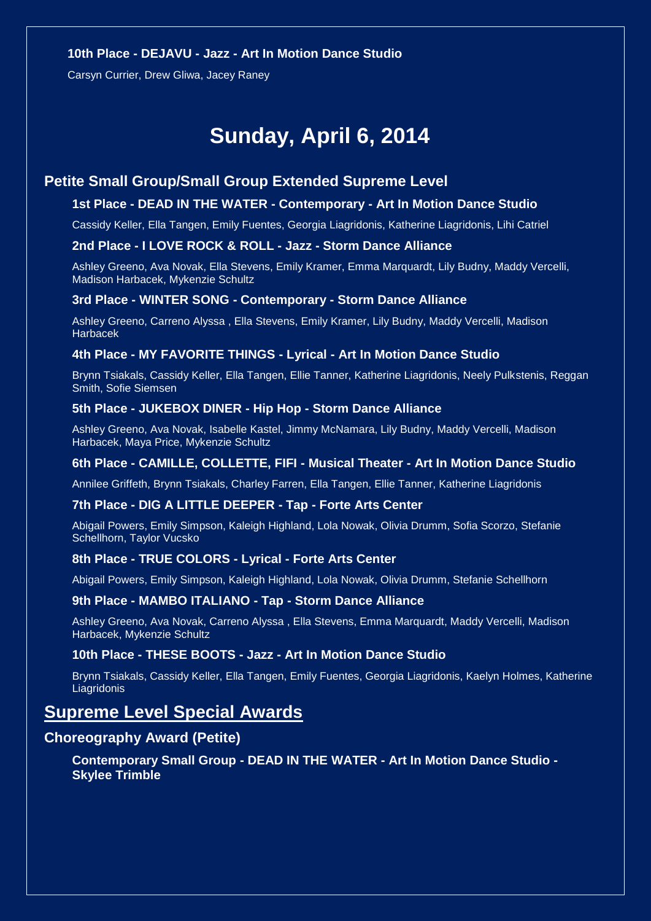**10th Place - DEJAVU - Jazz - Art In Motion Dance Studio**

Carsyn Currier, Drew Gliwa, Jacey Raney

# Sunday, April 6, 2014

## Petite Small Group/Small Group Extended Supreme Level

**1st Place - DEAD IN THE WATER - Contemporary - Art In Motion Dance Studio**

Cassidy Keller, Ella Tangen, Emily Fuentes, Georgia Liagridonis, Katherine Liagridonis, Lihi Catriel

**2nd Place - I LOVE ROCK & ROLL - Jazz - Storm Dance Alliance**

Ashley Greeno, Ava Novak, Ella Stevens, Emily Kramer, Emma Marquardt, Lily Budny, Maddy Vercelli, Madison Harbacek, Mykenzie Schultz

**3rd Place - WINTER SONG - Contemporary - Storm Dance Alliance**

Ashley Greeno, Carreno Alyssa , Ella Stevens, Emily Kramer, Lily Budny, Maddy Vercelli, Madison Harbacek

**4th Place - MY FAVORITE THINGS - Lyrical - Art In Motion Dance Studio**

Brynn Tsiakals, Cassidy Keller, Ella Tangen, Ellie Tanner, Katherine Liagridonis, Neely Pulkstenis, Reggan Smith, Sofie Siemsen

**5th Place - JUKEBOX DINER - Hip Hop - Storm Dance Alliance**

Ashley Greeno, Ava Novak, Isabelle Kastel, Jimmy McNamara, Lily Budny, Maddy Vercelli, Madison Harbacek, Maya Price, Mykenzie Schultz

**6th Place - CAMILLE, COLLETTE, FIFI - Musical Theater - Art In Motion Dance Studio**

Annilee Griffeth, Brynn Tsiakals, Charley Farren, Ella Tangen, Ellie Tanner, Katherine Liagridonis

**7th Place - DIG A LITTLE DEEPER - Tap - Forte Arts Center**

Abigail Powers, Emily Simpson, Kaleigh Highland, Lola Nowak, Olivia Drumm, Sofia Scorzo, Stefanie Schellhorn, Taylor Vucsko

**8th Place - TRUE COLORS - Lyrical - Forte Arts Center**

Abigail Powers, Emily Simpson, Kaleigh Highland, Lola Nowak, Olivia Drumm, Stefanie Schellhorn

**9th Place - MAMBO ITALIANO - Tap - Storm Dance Alliance**

Ashley Greeno, Ava Novak, Carreno Alyssa , Ella Stevens, Emma Marquardt, Maddy Vercelli, Madison Harbacek, Mykenzie Schultz

**10th Place - THESE BOOTS - Jazz - Art In Motion Dance Studio**

Brynn Tsiakals, Cassidy Keller, Ella Tangen, Emily Fuentes, Georgia Liagridonis, Kaelyn Holmes, Katherine Liagridonis

## Supreme Level Special Awards

### Choreography Award (Petite)

**Contemporary Small Group - DEAD IN THE WATER - Art In Motion Dance Studio - Skylee Trimble**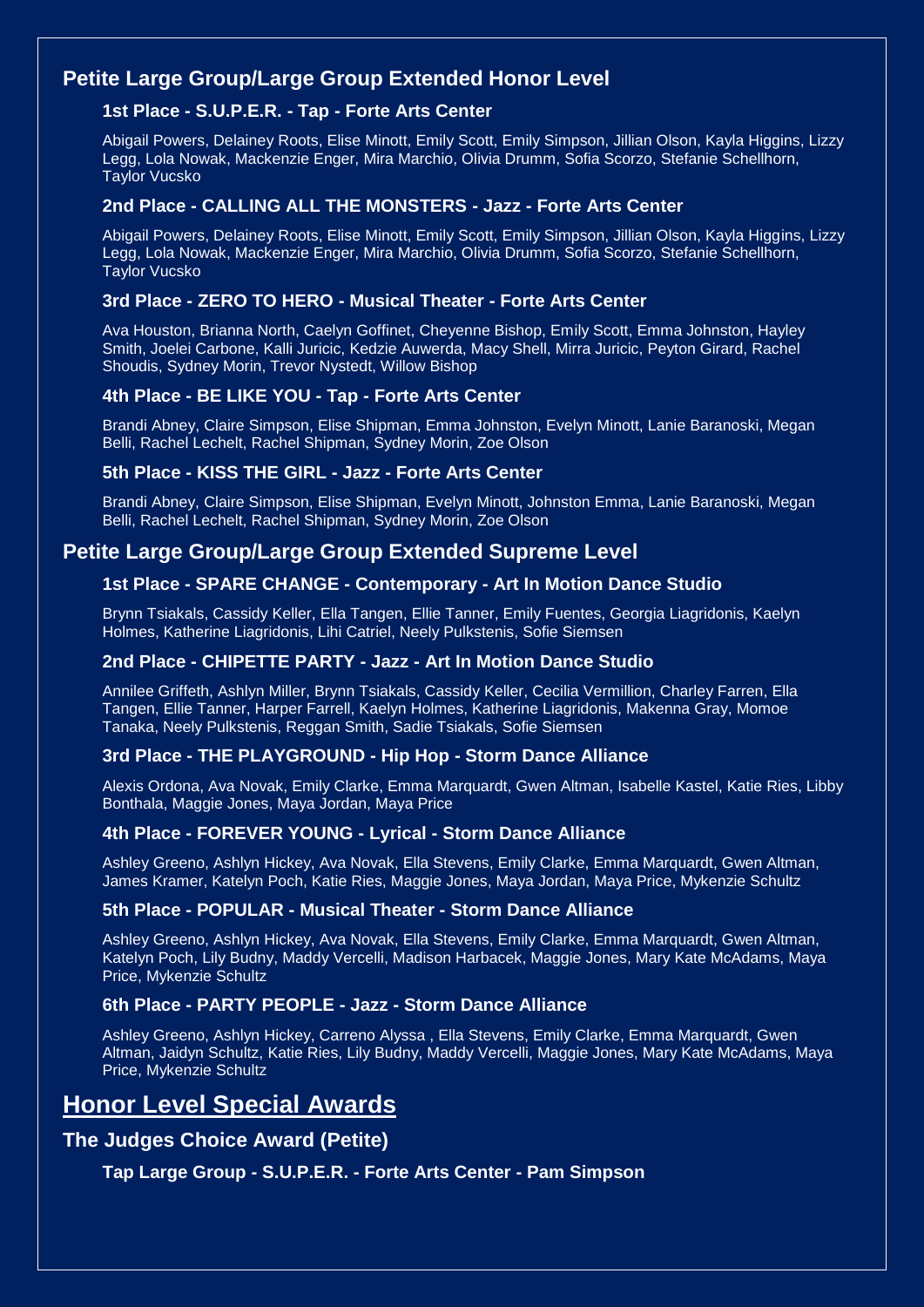## Petite Large Group/Large Group Extended Honor Level

### 1st Place - S.U.P.E.R. - Tap - Forte Arts Center

Abigail Powers, Delainey Roots, Elise Minott, Emily Scott, Emily Simpson, Jillian Olson, Kayla Higgins, Lizzy Legg, Lola Nowak, Mackenzie Enger, Mira Marchio, Olivia Drumm, Sofia Scorzo, Stefanie Schellhorn, Taylor Vucsko

### 2nd Place - CALLING ALL THE MONSTERS - Jazz - Forte Arts Center

Abigail Powers, Delainey Roots, Elise Minott, Emily Scott, Emily Simpson, Jillian Olson, Kayla Higgins, Lizzy Legg, Lola Nowak, Mackenzie Enger, Mira Marchio, Olivia Drumm, Sofia Scorzo, Stefanie Schellhorn, Taylor Vucsko

### 3rd Place - ZERO TO HERO - Musical Theater - Forte Arts Center

Ava Houston, Brianna North, Caelyn Goffinet, Cheyenne Bishop, Emily Scott, Emma Johnston, Hayley Smith, Joelei Carbone, Kalli Juricic, Kedzie Auwerda, Macy Shell, Mirra Juricic, Peyton Girard, Rachel Shoudis, Sydney Morin, Trevor Nystedt, Willow Bishop

### 4th Place - BE LIKE YOU - Tap - Forte Arts Center

Brandi Abney, Claire Simpson, Elise Shipman, Emma Johnston, Evelyn Minott, Lanie Baranoski, Megan Belli, Rachel Lechelt, Rachel Shipman, Sydney Morin, Zoe Olson

### 5th Place - KISS THE GIRL - Jazz - Forte Arts Center

Brandi Abney, Claire Simpson, Elise Shipman, Evelyn Minott, Johnston Emma, Lanie Baranoski, Megan Belli, Rachel Lechelt, Rachel Shipman, Sydney Morin, Zoe Olson

## Petite Large Group/Large Group Extended Supreme Level

### 1st Place - SPARE CHANGE - Contemporary - Art In Motion Dance Studio

Brynn Tsiakals, Cassidy Keller, Ella Tangen, Ellie Tanner, Emily Fuentes, Georgia Liagridonis, Kaelyn Holmes, Katherine Liagridonis, Lihi Catriel, Neely Pulkstenis, Sofie Siemsen

### 2nd Place - CHIPETTE PARTY - Jazz - Art In Motion Dance Studio

Annilee Griffeth, Ashlyn Miller, Brynn Tsiakals, Cassidy Keller, Cecilia Vermillion, Charley Farren, Ella Tangen, Ellie Tanner, Harper Farrell, Kaelyn Holmes, Katherine Liagridonis, Makenna Gray, Momoe Tanaka, Neely Pulkstenis, Reggan Smith, Sadie Tsiakals, Sofie Siemsen

### 3rd Place - THE PLAYGROUND - Hip Hop - Storm Dance Alliance

Alexis Ordona, Ava Novak, Emily Clarke, Emma Marquardt, Gwen Altman, Isabelle Kastel, Katie Ries, Libby Bonthala, Maggie Jones, Maya Jordan, Maya Price

### 4th Place - FOREVER YOUNG - Lyrical - Storm Dance Alliance

Ashley Greeno, Ashlyn Hickey, Ava Novak, Ella Stevens, Emily Clarke, Emma Marquardt, Gwen Altman, James Kramer, Katelyn Poch, Katie Ries, Maggie Jones, Maya Jordan, Maya Price, Mykenzie Schultz

### 5th Place - POPULAR - Musical Theater - Storm Dance Alliance

Ashley Greeno, Ashlyn Hickey, Ava Novak, Ella Stevens, Emily Clarke, Emma Marquardt, Gwen Altman, Katelyn Poch, Lily Budny, Maddy Vercelli, Madison Harbacek, Maggie Jones, Mary Kate McAdams, Maya Price, Mykenzie Schultz

### 6th Place - PARTY PEOPLE - Jazz - Storm Dance Alliance

Ashley Greeno, Ashlyn Hickey, Carreno Alyssa , Ella Stevens, Emily Clarke, Emma Marquardt, Gwen Altman, Jaidyn Schultz, Katie Ries, Lily Budny, Maddy Vercelli, Maggie Jones, Mary Kate McAdams, Maya Price, Mykenzie Schultz

# Honor Level Special Awards

## The Judges Choice Award (Petite)

**Tap Large Group - S.U.P.E.R. - Forte Arts Center - Pam Simpson**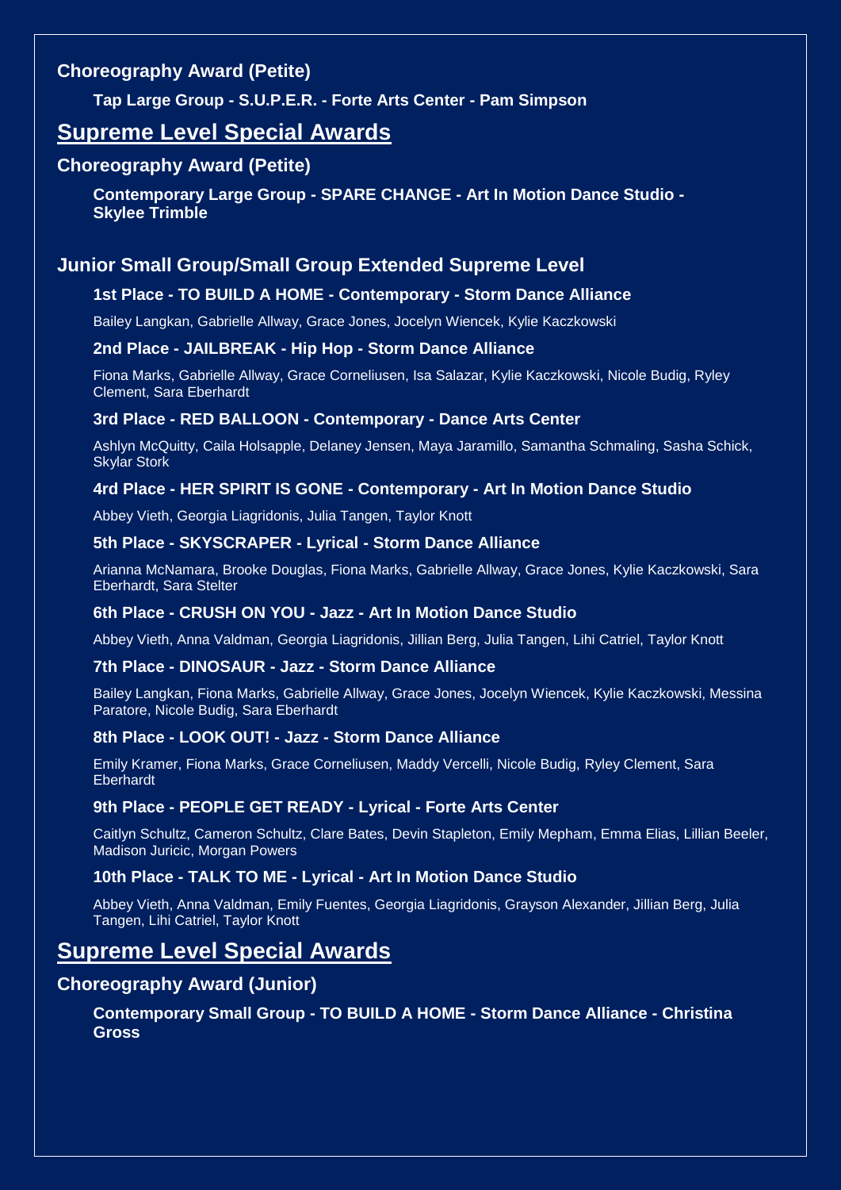### Choreography Award (Petite)

**Tap Large Group - S.U.P.E.R. - Forte Arts Center - Pam Simpson**

## Supreme Level Special Awards

### Choreography Award (Petite)

**Contemporary Large Group - SPARE CHANGE - Art In Motion Dance Studio - Skylee Trimble**

### Junior Small Group/Small Group Extended Supreme Level

**1st Place - TO BUILD A HOME - Contemporary - Storm Dance Alliance**

Bailey Langkan, Gabrielle Allway, Grace Jones, Jocelyn Wiencek, Kylie Kaczkowski

**2nd Place - JAILBREAK - Hip Hop - Storm Dance Alliance**

Fiona Marks, Gabrielle Allway, Grace Corneliusen, Isa Salazar, Kylie Kaczkowski, Nicole Budig, Ryley Clement, Sara Eberhardt

**3rd Place - RED BALLOON - Contemporary - Dance Arts Center**

Ashlyn McQuitty, Caila Holsapple, Delaney Jensen, Maya Jaramillo, Samantha Schmaling, Sasha Schick, Skylar Stork

**4rd Place - HER SPIRIT IS GONE - Contemporary - Art In Motion Dance Studio**

Abbey Vieth, Georgia Liagridonis, Julia Tangen, Taylor Knott

**5th Place - SKYSCRAPER - Lyrical - Storm Dance Alliance**

Arianna McNamara, Brooke Douglas, Fiona Marks, Gabrielle Allway, Grace Jones, Kylie Kaczkowski, Sara Eberhardt, Sara Stelter

**6th Place - CRUSH ON YOU - Jazz - Art In Motion Dance Studio**

Abbey Vieth, Anna Valdman, Georgia Liagridonis, Jillian Berg, Julia Tangen, Lihi Catriel, Taylor Knott

**7th Place - DINOSAUR - Jazz - Storm Dance Alliance**

Bailey Langkan, Fiona Marks, Gabrielle Allway, Grace Jones, Jocelyn Wiencek, Kylie Kaczkowski, Messina Paratore, Nicole Budig, Sara Eberhardt

**8th Place - LOOK OUT! - Jazz - Storm Dance Alliance**

Emily Kramer, Fiona Marks, Grace Corneliusen, Maddy Vercelli, Nicole Budig, Ryley Clement, Sara Eberhardt

**9th Place - PEOPLE GET READY - Lyrical - Forte Arts Center**

Caitlyn Schultz, Cameron Schultz, Clare Bates, Devin Stapleton, Emily Mepham, Emma Elias, Lillian Beeler, Madison Juricic, Morgan Powers

**10th Place - TALK TO ME - Lyrical - Art In Motion Dance Studio**

Abbey Vieth, Anna Valdman, Emily Fuentes, Georgia Liagridonis, Grayson Alexander, Jillian Berg, Julia Tangen, Lihi Catriel, Taylor Knott

## Supreme Level Special Awards

### Choreography Award (Junior)

**Contemporary Small Group - TO BUILD A HOME - Storm Dance Alliance - Christina Gross**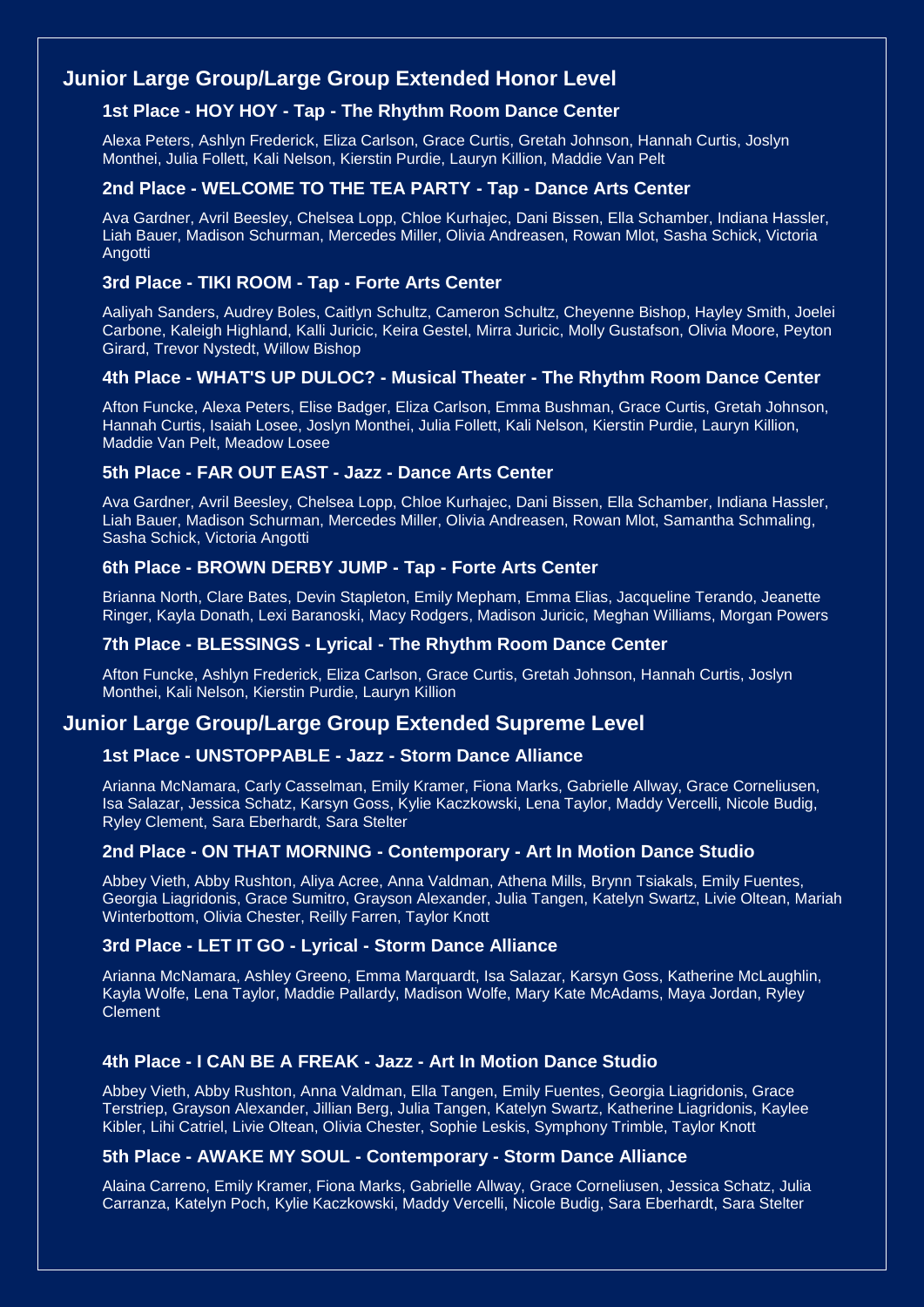## Junior Large Group/Large Group Extended Honor Level

### 1st Place - HOY HOY - Tap - The Rhythm Room Dance Center

Alexa Peters, Ashlyn Frederick, Eliza Carlson, Grace Curtis, Gretah Johnson, Hannah Curtis, Joslyn Monthei, Julia Follett, Kali Nelson, Kierstin Purdie, Lauryn Killion, Maddie Van Pelt

### 2nd Place - WELCOME TO THE TEA PARTY - Tap - Dance Arts Center

Ava Gardner, Avril Beesley, Chelsea Lopp, Chloe Kurhajec, Dani Bissen, Ella Schamber, Indiana Hassler, Liah Bauer, Madison Schurman, Mercedes Miller, Olivia Andreasen, Rowan Mlot, Sasha Schick, Victoria Angotti

### 3rd Place - TIKI ROOM - Tap - Forte Arts Center

Aaliyah Sanders, Audrey Boles, Caitlyn Schultz, Cameron Schultz, Cheyenne Bishop, Hayley Smith, Joelei Carbone, Kaleigh Highland, Kalli Juricic, Keira Gestel, Mirra Juricic, Molly Gustafson, Olivia Moore, Peyton Girard, Trevor Nystedt, Willow Bishop

### 4th Place - WHAT'S UP DULOC? - Musical Theater - The Rhythm Room Dance Center

Afton Funcke, Alexa Peters, Elise Badger, Eliza Carlson, Emma Bushman, Grace Curtis, Gretah Johnson, Hannah Curtis, Isaiah Losee, Joslyn Monthei, Julia Follett, Kali Nelson, Kierstin Purdie, Lauryn Killion, Maddie Van Pelt, Meadow Losee

### 5th Place - FAR OUT EAST - Jazz - Dance Arts Center

Ava Gardner, Avril Beesley, Chelsea Lopp, Chloe Kurhajec, Dani Bissen, Ella Schamber, Indiana Hassler, Liah Bauer, Madison Schurman, Mercedes Miller, Olivia Andreasen, Rowan Mlot, Samantha Schmaling, Sasha Schick, Victoria Angotti

### 6th Place - BROWN DERBY JUMP - Tap - Forte Arts Center

Brianna North, Clare Bates, Devin Stapleton, Emily Mepham, Emma Elias, Jacqueline Terando, Jeanette Ringer, Kayla Donath, Lexi Baranoski, Macy Rodgers, Madison Juricic, Meghan Williams, Morgan Powers

### 7th Place - BLESSINGS - Lyrical - The Rhythm Room Dance Center

Afton Funcke, Ashlyn Frederick, Eliza Carlson, Grace Curtis, Gretah Johnson, Hannah Curtis, Joslyn Monthei, Kali Nelson, Kierstin Purdie, Lauryn Killion

## Junior Large Group/Large Group Extended Supreme Level

### 1st Place - UNSTOPPABLE - Jazz - Storm Dance Alliance

Arianna McNamara, Carly Casselman, Emily Kramer, Fiona Marks, Gabrielle Allway, Grace Corneliusen, Isa Salazar, Jessica Schatz, Karsyn Goss, Kylie Kaczkowski, Lena Taylor, Maddy Vercelli, Nicole Budig, Ryley Clement, Sara Eberhardt, Sara Stelter

### 2nd Place - ON THAT MORNING - Contemporary - Art In Motion Dance Studio

Abbey Vieth, Abby Rushton, Aliya Acree, Anna Valdman, Athena Mills, Brynn Tsiakals, Emily Fuentes, Georgia Liagridonis, Grace Sumitro, Grayson Alexander, Julia Tangen, Katelyn Swartz, Livie Oltean, Mariah Winterbottom, Olivia Chester, Reilly Farren, Taylor Knott

### 3rd Place - LET IT GO - Lyrical - Storm Dance Alliance

Arianna McNamara, Ashley Greeno, Emma Marquardt, Isa Salazar, Karsyn Goss, Katherine McLaughlin, Kayla Wolfe, Lena Taylor, Maddie Pallardy, Madison Wolfe, Mary Kate McAdams, Maya Jordan, Ryley Clement

### 4th Place - I CAN BE A FREAK - Jazz - Art In Motion Dance Studio

Abbey Vieth, Abby Rushton, Anna Valdman, Ella Tangen, Emily Fuentes, Georgia Liagridonis, Grace Terstriep, Grayson Alexander, Jillian Berg, Julia Tangen, Katelyn Swartz, Katherine Liagridonis, Kaylee Kibler, Lihi Catriel, Livie Oltean, Olivia Chester, Sophie Leskis, Symphony Trimble, Taylor Knott

### 5th Place - AWAKE MY SOUL - Contemporary - Storm Dance Alliance

Alaina Carreno, Emily Kramer, Fiona Marks, Gabrielle Allway, Grace Corneliusen, Jessica Schatz, Julia Carranza, Katelyn Poch, Kylie Kaczkowski, Maddy Vercelli, Nicole Budig, Sara Eberhardt, Sara Stelter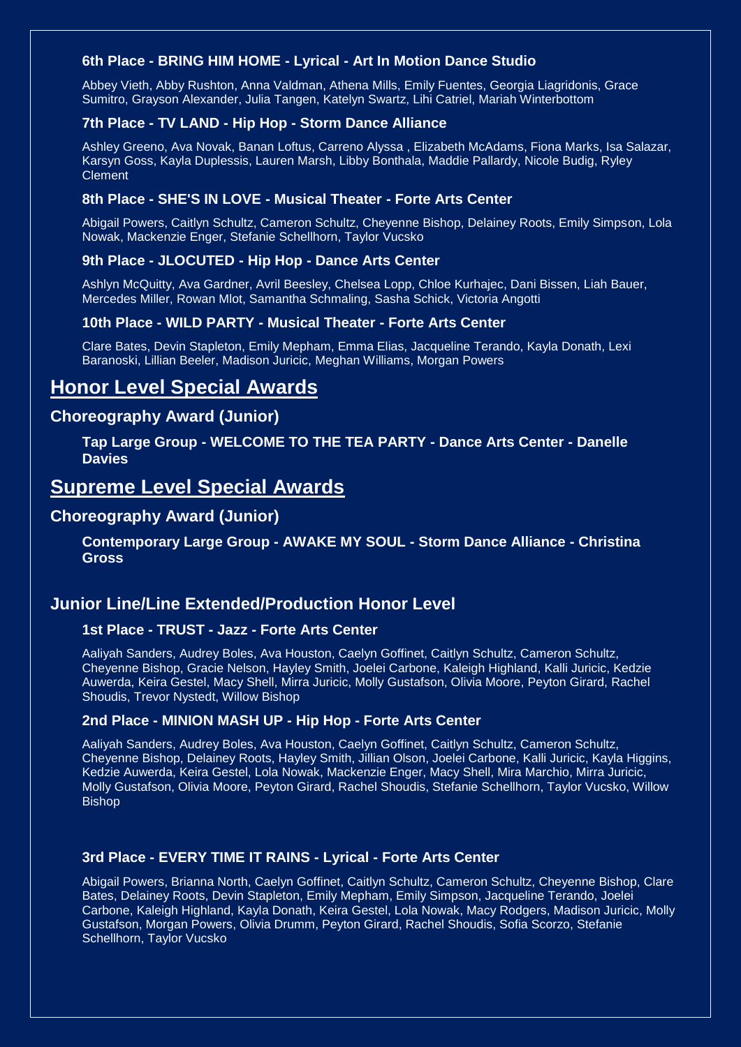#### 6th Place - BRING HIM HOME - Lyrical - Art In Motion Dance Studio

Abbey Vieth, Abby Rushton, Anna Valdman, Athena Mills, Emily Fuentes, Georgia Liagridonis, Grace Sumitro, Grayson Alexander, Julia Tangen, Katelyn Swartz, Lihi Catriel, Mariah Winterbottom

#### 7th Place - TV LAND - Hip Hop - Storm Dance Alliance

Ashley Greeno, Ava Novak, Banan Loftus, Carreno Alyssa , Elizabeth McAdams, Fiona Marks, Isa Salazar, Karsyn Goss, Kayla Duplessis, Lauren Marsh, Libby Bonthala, Maddie Pallardy, Nicole Budig, Ryley Clement

#### 8th Place - SHE'S IN LOVE - Musical Theater - Forte Arts Center

Abigail Powers, Caitlyn Schultz, Cameron Schultz, Cheyenne Bishop, Delainey Roots, Emily Simpson, Lola Nowak, Mackenzie Enger, Stefanie Schellhorn, Taylor Vucsko

#### 9th Place - JLOCUTED - Hip Hop - Dance Arts Center

Ashlyn McQuitty, Ava Gardner, Avril Beesley, Chelsea Lopp, Chloe Kurhajec, Dani Bissen, Liah Bauer, Mercedes Miller, Rowan Mlot, Samantha Schmaling, Sasha Schick, Victoria Angotti

#### 10th Place - WILD PARTY - Musical Theater - Forte Arts Center

Clare Bates, Devin Stapleton, Emily Mepham, Emma Elias, Jacqueline Terando, Kayla Donath, Lexi Baranoski, Lillian Beeler, Madison Juricic, Meghan Williams, Morgan Powers

## Honor Level Special Awards

### Choreography Award (Junior)

**Tap Large Group - WELCOME TO THE TEA PARTY - Dance Arts Center - Danelle Davies**

## Supreme Level Special Awards

### Choreography Award (Junior)

**Contemporary Large Group - AWAKE MY SOUL - Storm Dance Alliance - Christina Gross**

### Junior Line/Line Extended/Production Honor Level

#### 1st Place - TRUST - Jazz - Forte Arts Center

Aaliyah Sanders, Audrey Boles, Ava Houston, Caelyn Goffinet, Caitlyn Schultz, Cameron Schultz, Cheyenne Bishop, Gracie Nelson, Hayley Smith, Joelei Carbone, Kaleigh Highland, Kalli Juricic, Kedzie Auwerda, Keira Gestel, Macy Shell, Mirra Juricic, Molly Gustafson, Olivia Moore, Peyton Girard, Rachel Shoudis, Trevor Nystedt, Willow Bishop

#### 2nd Place - MINION MASH UP - Hip Hop - Forte Arts Center

Aaliyah Sanders, Audrey Boles, Ava Houston, Caelyn Goffinet, Caitlyn Schultz, Cameron Schultz, Cheyenne Bishop, Delainey Roots, Hayley Smith, Jillian Olson, Joelei Carbone, Kalli Juricic, Kayla Higgins, Kedzie Auwerda, Keira Gestel, Lola Nowak, Mackenzie Enger, Macy Shell, Mira Marchio, Mirra Juricic, Molly Gustafson, Olivia Moore, Peyton Girard, Rachel Shoudis, Stefanie Schellhorn, Taylor Vucsko, Willow Bishop

#### 3rd Place - EVERY TIME IT RAINS - Lyrical - Forte Arts Center

Abigail Powers, Brianna North, Caelyn Goffinet, Caitlyn Schultz, Cameron Schultz, Cheyenne Bishop, Clare Bates, Delainey Roots, Devin Stapleton, Emily Mepham, Emily Simpson, Jacqueline Terando, Joelei Carbone, Kaleigh Highland, Kayla Donath, Keira Gestel, Lola Nowak, Macy Rodgers, Madison Juricic, Molly Gustafson, Morgan Powers, Olivia Drumm, Peyton Girard, Rachel Shoudis, Sofia Scorzo, Stefanie Schellhorn, Taylor Vucsko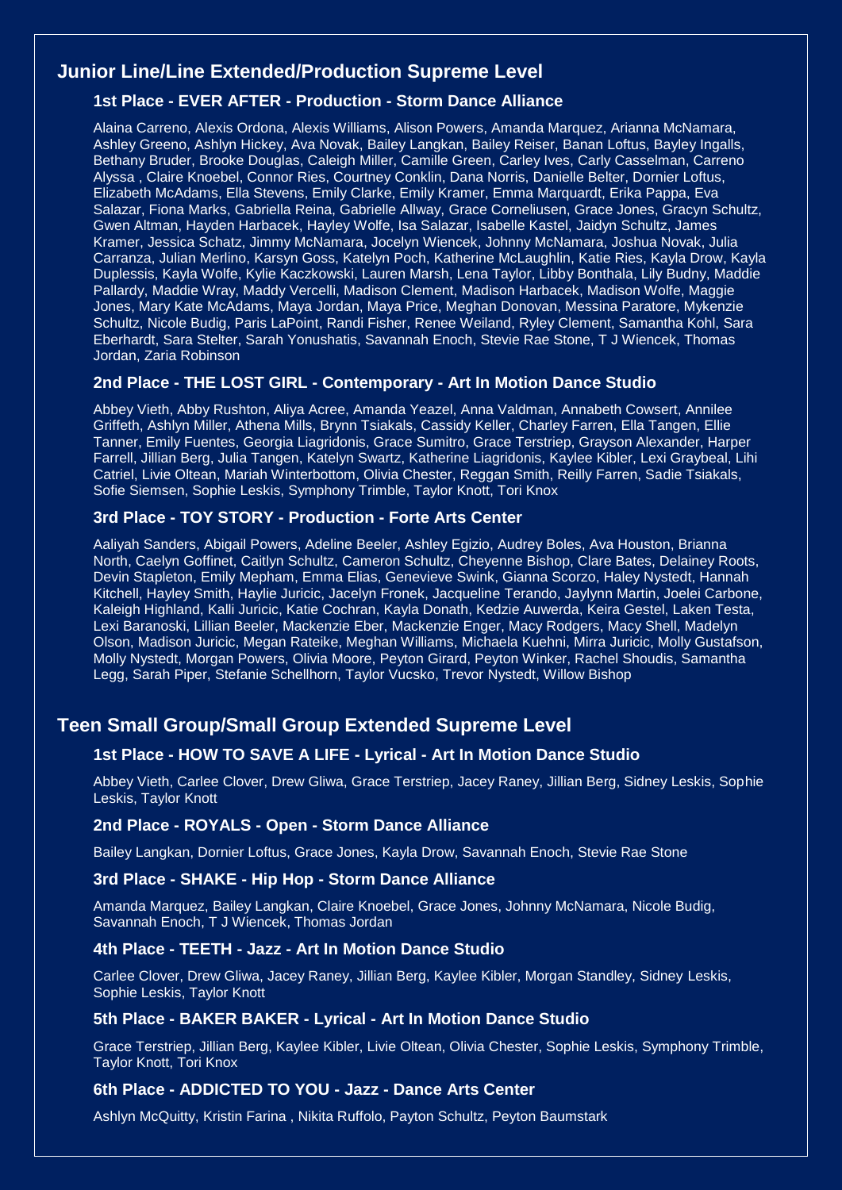## Junior Line/Line Extended/Production Supreme Level

### 1st Place - EVER AFTER - Production - Storm Dance Alliance

Alaina Carreno, Alexis Ordona, Alexis Williams, Alison Powers, Amanda Marquez, Arianna McNamara, Ashley Greeno, Ashlyn Hickey, Ava Novak, Bailey Langkan, Bailey Reiser, Banan Loftus, Bayley Ingalls, Bethany Bruder, Brooke Douglas, Caleigh Miller, Camille Green, Carley Ives, Carly Casselman, Carreno Alyssa , Claire Knoebel, Connor Ries, Courtney Conklin, Dana Norris, Danielle Belter, Dornier Loftus, Elizabeth McAdams, Ella Stevens, Emily Clarke, Emily Kramer, Emma Marquardt, Erika Pappa, Eva Salazar, Fiona Marks, Gabriella Reina, Gabrielle Allway, Grace Corneliusen, Grace Jones, Gracyn Schultz, Gwen Altman, Hayden Harbacek, Hayley Wolfe, Isa Salazar, Isabelle Kastel, Jaidyn Schultz, James Kramer, Jessica Schatz, Jimmy McNamara, Jocelyn Wiencek, Johnny McNamara, Joshua Novak, Julia Carranza, Julian Merlino, Karsyn Goss, Katelyn Poch, Katherine McLaughlin, Katie Ries, Kayla Drow, Kayla Duplessis, Kayla Wolfe, Kylie Kaczkowski, Lauren Marsh, Lena Taylor, Libby Bonthala, Lily Budny, Maddie Pallardy, Maddie Wray, Maddy Vercelli, Madison Clement, Madison Harbacek, Madison Wolfe, Maggie Jones, Mary Kate McAdams, Maya Jordan, Maya Price, Meghan Donovan, Messina Paratore, Mykenzie Schultz, Nicole Budig, Paris LaPoint, Randi Fisher, Renee Weiland, Ryley Clement, Samantha Kohl, Sara Eberhardt, Sara Stelter, Sarah Yonushatis, Savannah Enoch, Stevie Rae Stone, T J Wiencek, Thomas Jordan, Zaria Robinson

### 2nd Place - THE LOST GIRL - Contemporary - Art In Motion Dance Studio

Abbey Vieth, Abby Rushton, Aliya Acree, Amanda Yeazel, Anna Valdman, Annabeth Cowsert, Annilee Griffeth, Ashlyn Miller, Athena Mills, Brynn Tsiakals, Cassidy Keller, Charley Farren, Ella Tangen, Ellie Tanner, Emily Fuentes, Georgia Liagridonis, Grace Sumitro, Grace Terstriep, Grayson Alexander, Harper Farrell, Jillian Berg, Julia Tangen, Katelyn Swartz, Katherine Liagridonis, Kaylee Kibler, Lexi Graybeal, Lihi Catriel, Livie Oltean, Mariah Winterbottom, Olivia Chester, Reggan Smith, Reilly Farren, Sadie Tsiakals, Sofie Siemsen, Sophie Leskis, Symphony Trimble, Taylor Knott, Tori Knox

### 3rd Place - TOY STORY - Production - Forte Arts Center

Aaliyah Sanders, Abigail Powers, Adeline Beeler, Ashley Egizio, Audrey Boles, Ava Houston, Brianna North, Caelyn Goffinet, Caitlyn Schultz, Cameron Schultz, Cheyenne Bishop, Clare Bates, Delainey Roots, Devin Stapleton, Emily Mepham, Emma Elias, Genevieve Swink, Gianna Scorzo, Haley Nystedt, Hannah Kitchell, Hayley Smith, Haylie Juricic, Jacelyn Fronek, Jacqueline Terando, Jaylynn Martin, Joelei Carbone, Kaleigh Highland, Kalli Juricic, Katie Cochran, Kayla Donath, Kedzie Auwerda, Keira Gestel, Laken Testa, Lexi Baranoski, Lillian Beeler, Mackenzie Eber, Mackenzie Enger, Macy Rodgers, Macy Shell, Madelyn Olson, Madison Juricic, Megan Rateike, Meghan Williams, Michaela Kuehni, Mirra Juricic, Molly Gustafson, Molly Nystedt, Morgan Powers, Olivia Moore, Peyton Girard, Peyton Winker, Rachel Shoudis, Samantha Legg, Sarah Piper, Stefanie Schellhorn, Taylor Vucsko, Trevor Nystedt, Willow Bishop

## Teen Small Group/Small Group Extended Supreme Level

### 1st Place - HOW TO SAVE A LIFE - Lyrical - Art In Motion Dance Studio

Abbey Vieth, Carlee Clover, Drew Gliwa, Grace Terstriep, Jacey Raney, Jillian Berg, Sidney Leskis, Sophie Leskis, Taylor Knott

### 2nd Place - ROYALS - Open - Storm Dance Alliance

Bailey Langkan, Dornier Loftus, Grace Jones, Kayla Drow, Savannah Enoch, Stevie Rae Stone

### 3rd Place - SHAKE - Hip Hop - Storm Dance Alliance

Amanda Marquez, Bailey Langkan, Claire Knoebel, Grace Jones, Johnny McNamara, Nicole Budig, Savannah Enoch, T J Wiencek, Thomas Jordan

### 4th Place - TEETH - Jazz - Art In Motion Dance Studio

Carlee Clover, Drew Gliwa, Jacey Raney, Jillian Berg, Kaylee Kibler, Morgan Standley, Sidney Leskis, Sophie Leskis, Taylor Knott

### 5th Place - BAKER BAKER - Lyrical - Art In Motion Dance Studio

Grace Terstriep, Jillian Berg, Kaylee Kibler, Livie Oltean, Olivia Chester, Sophie Leskis, Symphony Trimble, Taylor Knott, Tori Knox

### 6th Place - ADDICTED TO YOU - Jazz - Dance Arts Center

Ashlyn McQuitty, Kristin Farina , Nikita Ruffolo, Payton Schultz, Peyton Baumstark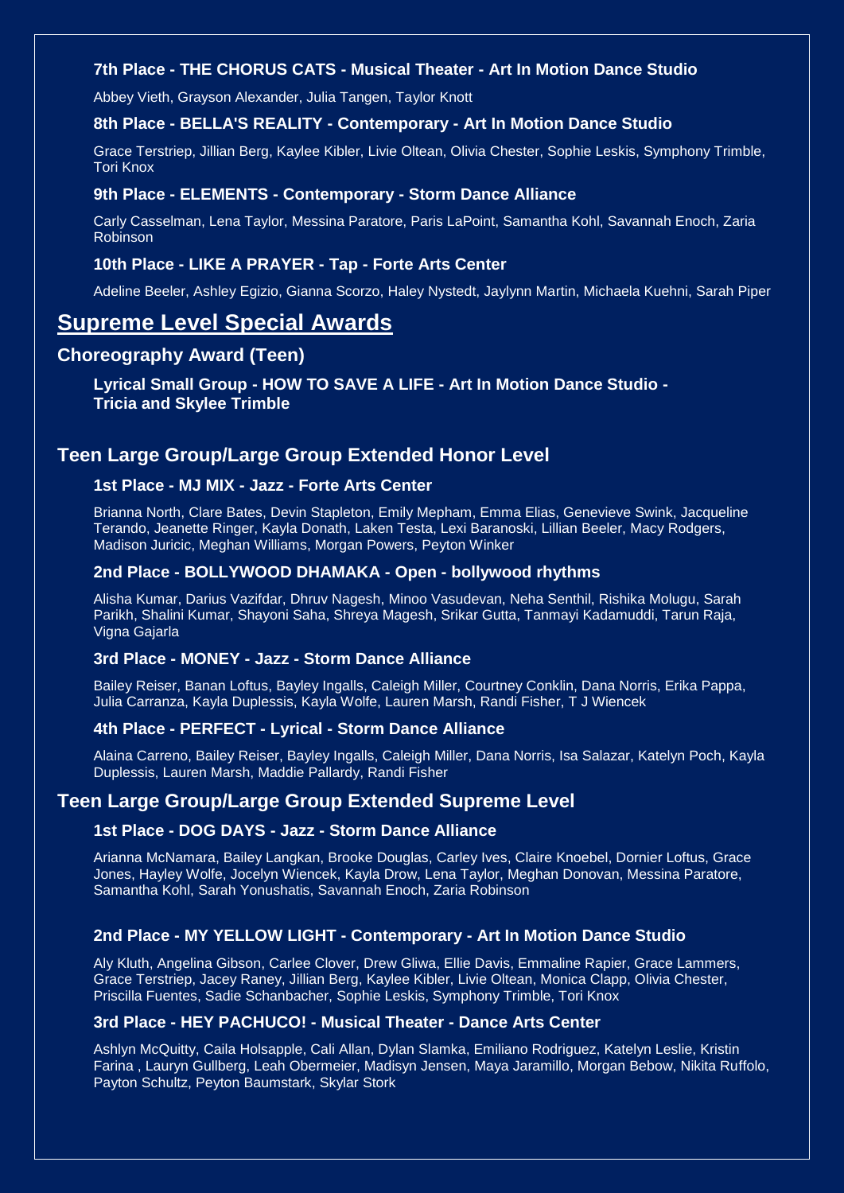#### 7th Place - THE CHORUS CATS - Musical Theater - Art In Motion Dance Studio

Abbey Vieth, Grayson Alexander, Julia Tangen, Taylor Knott

#### 8th Place - BELLA'S REALITY - Contemporary - Art In Motion Dance Studio

Grace Terstriep, Jillian Berg, Kaylee Kibler, Livie Oltean, Olivia Chester, Sophie Leskis, Symphony Trimble, Tori Knox

#### 9th Place - ELEMENTS - Contemporary - Storm Dance Alliance

Carly Casselman, Lena Taylor, Messina Paratore, Paris LaPoint, Samantha Kohl, Savannah Enoch, Zaria Robinson

#### 10th Place - LIKE A PRAYER - Tap - Forte Arts Center

Adeline Beeler, Ashley Egizio, Gianna Scorzo, Haley Nystedt, Jaylynn Martin, Michaela Kuehni, Sarah Piper

## Supreme Level Special Awards

### Choreography Award (Teen)

**Lyrical Small Group - HOW TO SAVE A LIFE - Art In Motion Dance Studio - Tricia and Skylee Trimble**

### Teen Large Group/Large Group Extended Honor Level

#### 1st Place - MJ MIX - Jazz - Forte Arts Center

Brianna North, Clare Bates, Devin Stapleton, Emily Mepham, Emma Elias, Genevieve Swink, Jacqueline Terando, Jeanette Ringer, Kayla Donath, Laken Testa, Lexi Baranoski, Lillian Beeler, Macy Rodgers, Madison Juricic, Meghan Williams, Morgan Powers, Peyton Winker

#### 2nd Place - BOLLYWOOD DHAMAKA - Open - bollywood rhythms

Alisha Kumar, Darius Vazifdar, Dhruv Nagesh, Minoo Vasudevan, Neha Senthil, Rishika Molugu, Sarah Parikh, Shalini Kumar, Shayoni Saha, Shreya Magesh, Srikar Gutta, Tanmayi Kadamuddi, Tarun Raja, Vigna Gajarla

#### 3rd Place - MONEY - Jazz - Storm Dance Alliance

Bailey Reiser, Banan Loftus, Bayley Ingalls, Caleigh Miller, Courtney Conklin, Dana Norris, Erika Pappa, Julia Carranza, Kayla Duplessis, Kayla Wolfe, Lauren Marsh, Randi Fisher, T J Wiencek

#### 4th Place - PERFECT - Lyrical - Storm Dance Alliance

Alaina Carreno, Bailey Reiser, Bayley Ingalls, Caleigh Miller, Dana Norris, Isa Salazar, Katelyn Poch, Kayla Duplessis, Lauren Marsh, Maddie Pallardy, Randi Fisher

### Teen Large Group/Large Group Extended Supreme Level

#### 1st Place - DOG DAYS - Jazz - Storm Dance Alliance

Arianna McNamara, Bailey Langkan, Brooke Douglas, Carley Ives, Claire Knoebel, Dornier Loftus, Grace Jones, Hayley Wolfe, Jocelyn Wiencek, Kayla Drow, Lena Taylor, Meghan Donovan, Messina Paratore, Samantha Kohl, Sarah Yonushatis, Savannah Enoch, Zaria Robinson

#### 2nd Place - MY YELLOW LIGHT - Contemporary - Art In Motion Dance Studio

Aly Kluth, Angelina Gibson, Carlee Clover, Drew Gliwa, Ellie Davis, Emmaline Rapier, Grace Lammers, Grace Terstriep, Jacey Raney, Jillian Berg, Kaylee Kibler, Livie Oltean, Monica Clapp, Olivia Chester, Priscilla Fuentes, Sadie Schanbacher, Sophie Leskis, Symphony Trimble, Tori Knox

#### 3rd Place - HEY PACHUCO! - Musical Theater - Dance Arts Center

Ashlyn McQuitty, Caila Holsapple, Cali Allan, Dylan Slamka, Emiliano Rodriguez, Katelyn Leslie, Kristin Farina , Lauryn Gullberg, Leah Obermeier, Madisyn Jensen, Maya Jaramillo, Morgan Bebow, Nikita Ruffolo, Payton Schultz, Peyton Baumstark, Skylar Stork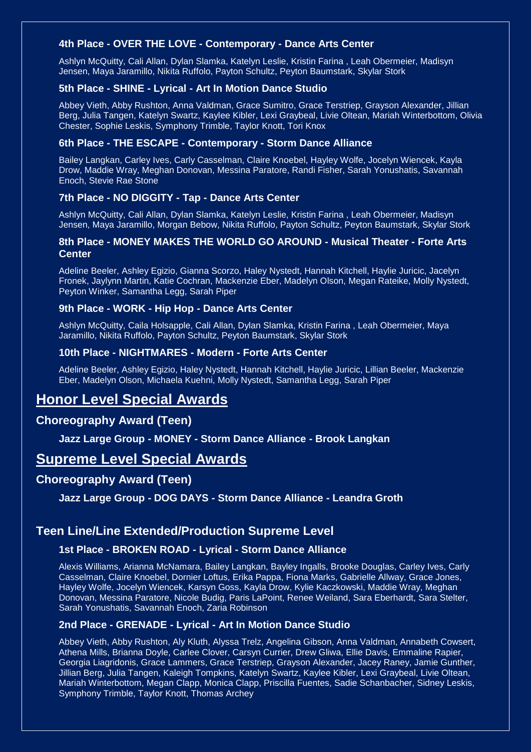**4th Place - OVER THE LOVE - Contemporary - Dance Arts Center**

Ashlyn McQuitty, Cali Allan, Dylan Slamka, Katelyn Leslie, Kristin Farina , Leah Obermeier, Madisyn Jensen, Maya Jaramillo, Nikita Ruffolo, Payton Schultz, Peyton Baumstark, Skylar Stork

**5th Place - SHINE - Lyrical - Art In Motion Dance Studio**

Abbey Vieth, Abby Rushton, Anna Valdman, Grace Sumitro, Grace Terstriep, Grayson Alexander, Jillian Berg, Julia Tangen, Katelyn Swartz, Kaylee Kibler, Lexi Graybeal, Livie Oltean, Mariah Winterbottom, Olivia Chester, Sophie Leskis, Symphony Trimble, Taylor Knott, Tori Knox

**6th Place - THE ESCAPE - Contemporary - Storm Dance Alliance**

Bailey Langkan, Carley Ives, Carly Casselman, Claire Knoebel, Hayley Wolfe, Jocelyn Wiencek, Kayla Drow, Maddie Wray, Meghan Donovan, Messina Paratore, Randi Fisher, Sarah Yonushatis, Savannah Enoch, Stevie Rae Stone

**7th Place - NO DIGGITY - Tap - Dance Arts Center**

Ashlyn McQuitty, Cali Allan, Dylan Slamka, Katelyn Leslie, Kristin Farina , Leah Obermeier, Madisyn Jensen, Maya Jaramillo, Morgan Bebow, Nikita Ruffolo, Payton Schultz, Peyton Baumstark, Skylar Stork

**8th Place - MONEY MAKES THE WORLD GO AROUND - Musical Theater - Forte Arts Center**

Adeline Beeler, Ashley Egizio, Gianna Scorzo, Haley Nystedt, Hannah Kitchell, Haylie Juricic, Jacelyn Fronek, Jaylynn Martin, Katie Cochran, Mackenzie Eber, Madelyn Olson, Megan Rateike, Molly Nystedt, Peyton Winker, Samantha Legg, Sarah Piper

**9th Place - WORK - Hip Hop - Dance Arts Center**

Ashlyn McQuitty, Caila Holsapple, Cali Allan, Dylan Slamka, Kristin Farina , Leah Obermeier, Maya Jaramillo, Nikita Ruffolo, Payton Schultz, Peyton Baumstark, Skylar Stork

**10th Place - NIGHTMARES - Modern - Forte Arts Center**

Adeline Beeler, Ashley Egizio, Haley Nystedt, Hannah Kitchell, Haylie Juricic, Lillian Beeler, Mackenzie Eber, Madelyn Olson, Michaela Kuehni, Molly Nystedt, Samantha Legg, Sarah Piper

## Honor Level Special Awards

### Choreography Award (Teen)

**Jazz Large Group - MONEY - Storm Dance Alliance - Brook Langkan**

## Supreme Level Special Awards

### Choreography Award (Teen)

**Jazz Large Group - DOG DAYS - Storm Dance Alliance - Leandra Groth**

### Teen Line/Line Extended/Production Supreme Level

**1st Place - BROKEN ROAD - Lyrical - Storm Dance Alliance**

Alexis Williams, Arianna McNamara, Bailey Langkan, Bayley Ingalls, Brooke Douglas, Carley Ives, Carly Casselman, Claire Knoebel, Dornier Loftus, Erika Pappa, Fiona Marks, Gabrielle Allway, Grace Jones, Hayley Wolfe, Jocelyn Wiencek, Karsyn Goss, Kayla Drow, Kylie Kaczkowski, Maddie Wray, Meghan Donovan, Messina Paratore, Nicole Budig, Paris LaPoint, Renee Weiland, Sara Eberhardt, Sara Stelter, Sarah Yonushatis, Savannah Enoch, Zaria Robinson

**2nd Place - GRENADE - Lyrical - Art In Motion Dance Studio**

Abbey Vieth, Abby Rushton, Aly Kluth, Alyssa Trelz, Angelina Gibson, Anna Valdman, Annabeth Cowsert, Athena Mills, Brianna Doyle, Carlee Clover, Carsyn Currier, Drew Gliwa, Ellie Davis, Emmaline Rapier, Georgia Liagridonis, Grace Lammers, Grace Terstriep, Grayson Alexander, Jacey Raney, Jamie Gunther, Jillian Berg, Julia Tangen, Kaleigh Tompkins, Katelyn Swartz, Kaylee Kibler, Lexi Graybeal, Livie Oltean, Mariah Winterbottom, Megan Clapp, Monica Clapp, Priscilla Fuentes, Sadie Schanbacher, Sidney Leskis, Symphony Trimble, Taylor Knott, Thomas Archey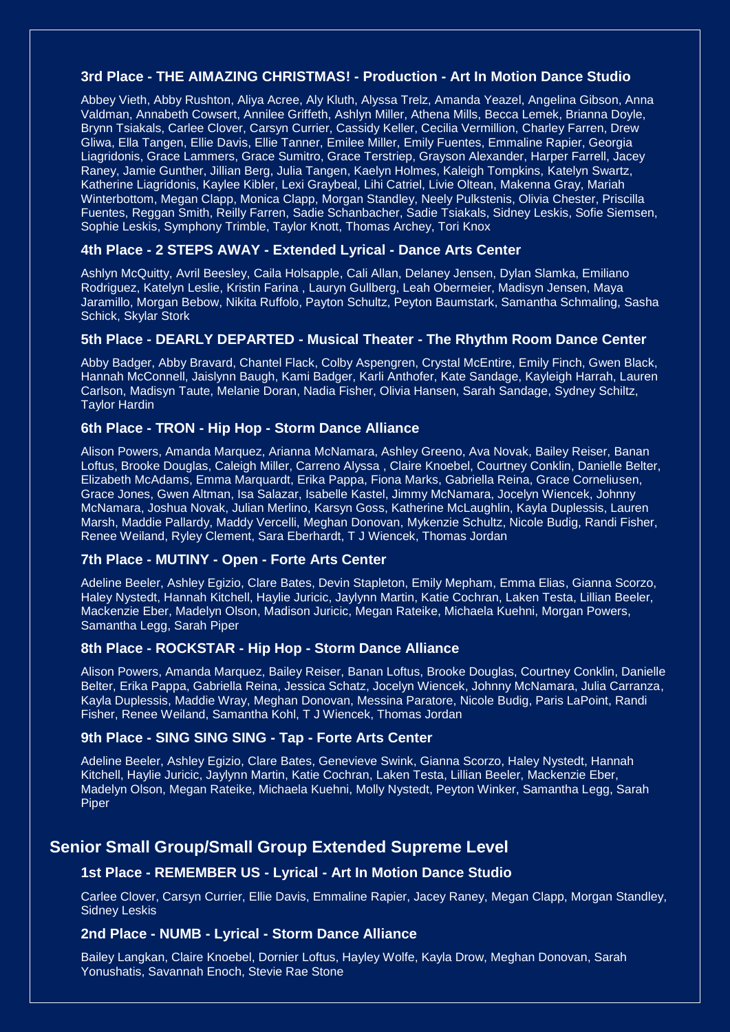### 3rd Place - THE AIMAZING CHRISTMAS! - Production - Art In Motion Dance Studio

Abbey Vieth, Abby Rushton, Aliya Acree, Aly Kluth, Alyssa Trelz, Amanda Yeazel, Angelina Gibson, Anna Valdman, Annabeth Cowsert, Annilee Griffeth, Ashlyn Miller, Athena Mills, Becca Lemek, Brianna Doyle, Brynn Tsiakals, Carlee Clover, Carsyn Currier, Cassidy Keller, Cecilia Vermillion, Charley Farren, Drew Gliwa, Ella Tangen, Ellie Davis, Ellie Tanner, Emilee Miller, Emily Fuentes, Emmaline Rapier, Georgia Liagridonis, Grace Lammers, Grace Sumitro, Grace Terstriep, Grayson Alexander, Harper Farrell, Jacey Raney, Jamie Gunther, Jillian Berg, Julia Tangen, Kaelyn Holmes, Kaleigh Tompkins, Katelyn Swartz, Katherine Liagridonis, Kaylee Kibler, Lexi Graybeal, Lihi Catriel, Livie Oltean, Makenna Gray, Mariah Winterbottom, Megan Clapp, Monica Clapp, Morgan Standley, Neely Pulkstenis, Olivia Chester, Priscilla Fuentes, Reggan Smith, Reilly Farren, Sadie Schanbacher, Sadie Tsiakals, Sidney Leskis, Sofie Siemsen, Sophie Leskis, Symphony Trimble, Taylor Knott, Thomas Archey, Tori Knox

### 4th Place - 2 STEPS AWAY - Extended Lyrical - Dance Arts Center

Ashlyn McQuitty, Avril Beesley, Caila Holsapple, Cali Allan, Delaney Jensen, Dylan Slamka, Emiliano Rodriguez, Katelyn Leslie, Kristin Farina , Lauryn Gullberg, Leah Obermeier, Madisyn Jensen, Maya Jaramillo, Morgan Bebow, Nikita Ruffolo, Payton Schultz, Peyton Baumstark, Samantha Schmaling, Sasha Schick, Skylar Stork

### 5th Place - DEARLY DEPARTED - Musical Theater - The Rhythm Room Dance Center

Abby Badger, Abby Bravard, Chantel Flack, Colby Aspengren, Crystal McEntire, Emily Finch, Gwen Black, Hannah McConnell, Jaislynn Baugh, Kami Badger, Karli Anthofer, Kate Sandage, Kayleigh Harrah, Lauren Carlson, Madisyn Taute, Melanie Doran, Nadia Fisher, Olivia Hansen, Sarah Sandage, Sydney Schiltz, Taylor Hardin

### 6th Place - TRON - Hip Hop - Storm Dance Alliance

Alison Powers, Amanda Marquez, Arianna McNamara, Ashley Greeno, Ava Novak, Bailey Reiser, Banan Loftus, Brooke Douglas, Caleigh Miller, Carreno Alyssa , Claire Knoebel, Courtney Conklin, Danielle Belter, Elizabeth McAdams, Emma Marquardt, Erika Pappa, Fiona Marks, Gabriella Reina, Grace Corneliusen, Grace Jones, Gwen Altman, Isa Salazar, Isabelle Kastel, Jimmy McNamara, Jocelyn Wiencek, Johnny McNamara, Joshua Novak, Julian Merlino, Karsyn Goss, Katherine McLaughlin, Kayla Duplessis, Lauren Marsh, Maddie Pallardy, Maddy Vercelli, Meghan Donovan, Mykenzie Schultz, Nicole Budig, Randi Fisher, Renee Weiland, Ryley Clement, Sara Eberhardt, T J Wiencek, Thomas Jordan

### 7th Place - MUTINY - Open - Forte Arts Center

Adeline Beeler, Ashley Egizio, Clare Bates, Devin Stapleton, Emily Mepham, Emma Elias, Gianna Scorzo, Haley Nystedt, Hannah Kitchell, Haylie Juricic, Jaylynn Martin, Katie Cochran, Laken Testa, Lillian Beeler, Mackenzie Eber, Madelyn Olson, Madison Juricic, Megan Rateike, Michaela Kuehni, Morgan Powers, Samantha Legg, Sarah Piper

### 8th Place - ROCKSTAR - Hip Hop - Storm Dance Alliance

Alison Powers, Amanda Marquez, Bailey Reiser, Banan Loftus, Brooke Douglas, Courtney Conklin, Danielle Belter, Erika Pappa, Gabriella Reina, Jessica Schatz, Jocelyn Wiencek, Johnny McNamara, Julia Carranza, Kayla Duplessis, Maddie Wray, Meghan Donovan, Messina Paratore, Nicole Budig, Paris LaPoint, Randi Fisher, Renee Weiland, Samantha Kohl, T J Wiencek, Thomas Jordan

### 9th Place - SING SING SING - Tap - Forte Arts Center

Adeline Beeler, Ashley Egizio, Clare Bates, Genevieve Swink, Gianna Scorzo, Haley Nystedt, Hannah Kitchell, Haylie Juricic, Jaylynn Martin, Katie Cochran, Laken Testa, Lillian Beeler, Mackenzie Eber, Madelyn Olson, Megan Rateike, Michaela Kuehni, Molly Nystedt, Peyton Winker, Samantha Legg, Sarah Piper

## Senior Small Group/Small Group Extended Supreme Level

### 1st Place - REMEMBER US - Lyrical - Art In Motion Dance Studio

Carlee Clover, Carsyn Currier, Ellie Davis, Emmaline Rapier, Jacey Raney, Megan Clapp, Morgan Standley, Sidney Leskis

### 2nd Place - NUMB - Lyrical - Storm Dance Alliance

Bailey Langkan, Claire Knoebel, Dornier Loftus, Hayley Wolfe, Kayla Drow, Meghan Donovan, Sarah Yonushatis, Savannah Enoch, Stevie Rae Stone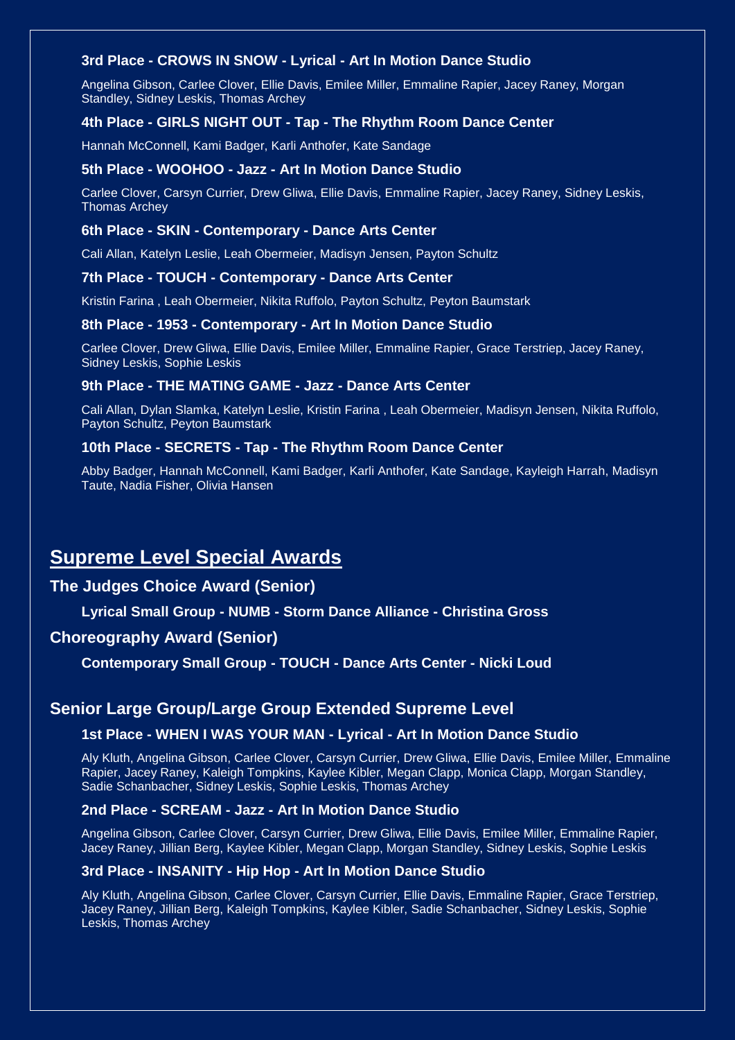**3rd Place - CROWS IN SNOW - Lyrical - Art In Motion Dance Studio**

Angelina Gibson, Carlee Clover, Ellie Davis, Emilee Miller, Emmaline Rapier, Jacey Raney, Morgan Standley, Sidney Leskis, Thomas Archey

**4th Place - GIRLS NIGHT OUT - Tap - The Rhythm Room Dance Center**

Hannah McConnell, Kami Badger, Karli Anthofer, Kate Sandage

**5th Place - WOOHOO - Jazz - Art In Motion Dance Studio**

Carlee Clover, Carsyn Currier, Drew Gliwa, Ellie Davis, Emmaline Rapier, Jacey Raney, Sidney Leskis, Thomas Archey

**6th Place - SKIN - Contemporary - Dance Arts Center**

Cali Allan, Katelyn Leslie, Leah Obermeier, Madisyn Jensen, Payton Schultz

**7th Place - TOUCH - Contemporary - Dance Arts Center**

Kristin Farina , Leah Obermeier, Nikita Ruffolo, Payton Schultz, Peyton Baumstark

**8th Place - 1953 - Contemporary - Art In Motion Dance Studio**

Carlee Clover, Drew Gliwa, Ellie Davis, Emilee Miller, Emmaline Rapier, Grace Terstriep, Jacey Raney, Sidney Leskis, Sophie Leskis

**9th Place - THE MATING GAME - Jazz - Dance Arts Center**

Cali Allan, Dylan Slamka, Katelyn Leslie, Kristin Farina , Leah Obermeier, Madisyn Jensen, Nikita Ruffolo, Payton Schultz, Peyton Baumstark

**10th Place - SECRETS - Tap - The Rhythm Room Dance Center**

Abby Badger, Hannah McConnell, Kami Badger, Karli Anthofer, Kate Sandage, Kayleigh Harrah, Madisyn Taute, Nadia Fisher, Olivia Hansen

## Supreme Level Special Awards

### The Judges Choice Award (Senior)

**Lyrical Small Group - NUMB - Storm Dance Alliance - Christina Gross**

### Choreography Award (Senior)

**Contemporary Small Group - TOUCH - Dance Arts Center - Nicki Loud**

### Senior Large Group/Large Group Extended Supreme Level

**1st Place - WHEN I WAS YOUR MAN - Lyrical - Art In Motion Dance Studio**

Aly Kluth, Angelina Gibson, Carlee Clover, Carsyn Currier, Drew Gliwa, Ellie Davis, Emilee Miller, Emmaline Rapier, Jacey Raney, Kaleigh Tompkins, Kaylee Kibler, Megan Clapp, Monica Clapp, Morgan Standley, Sadie Schanbacher, Sidney Leskis, Sophie Leskis, Thomas Archey

**2nd Place - SCREAM - Jazz - Art In Motion Dance Studio**

Angelina Gibson, Carlee Clover, Carsyn Currier, Drew Gliwa, Ellie Davis, Emilee Miller, Emmaline Rapier, Jacey Raney, Jillian Berg, Kaylee Kibler, Megan Clapp, Morgan Standley, Sidney Leskis, Sophie Leskis

**3rd Place - INSANITY - Hip Hop - Art In Motion Dance Studio**

Aly Kluth, Angelina Gibson, Carlee Clover, Carsyn Currier, Ellie Davis, Emmaline Rapier, Grace Terstriep, Jacey Raney, Jillian Berg, Kaleigh Tompkins, Kaylee Kibler, Sadie Schanbacher, Sidney Leskis, Sophie Leskis, Thomas Archey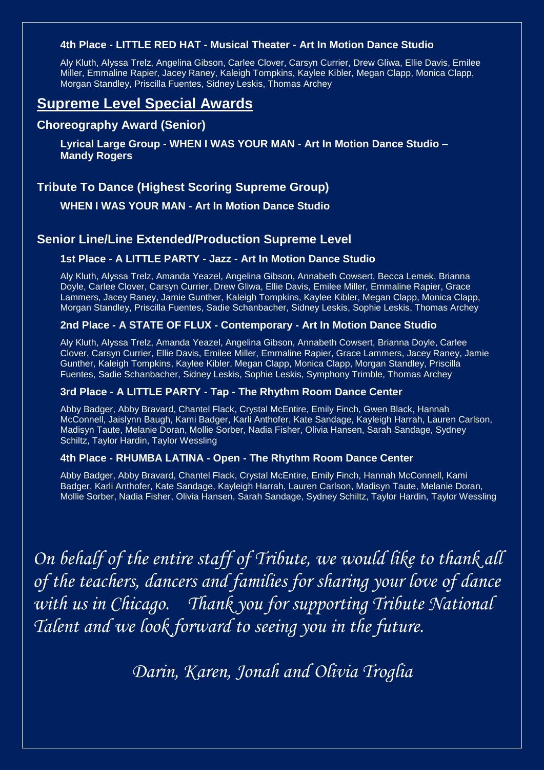**4th Place - LITTLE RED HAT - Musical Theater - Art In Motion Dance Studio**

Aly Kluth, Alyssa Trelz, Angelina Gibson, Carlee Clover, Carsyn Currier, Drew Gliwa, Ellie Davis, Emilee Miller, Emmaline Rapier, Jacey Raney, Kaleigh Tompkins, Kaylee Kibler, Megan Clapp, Monica Clapp, Morgan Standley, Priscilla Fuentes, Sidney Leskis, Thomas Archey

## Supreme Level Special Awards

### Choreography Award (Senior)

**Lyrical Large Group - WHEN I WAS YOUR MAN - Art In Motion Dance Studio – Mandy Rogers**

### Tribute To Dance (Highest Scoring Supreme Group)

**WHEN I WAS YOUR MAN - Art In Motion Dance Studio**

### Senior Line/Line Extended/Production Supreme Level

**1st Place - A LITTLE PARTY - Jazz - Art In Motion Dance Studio**

Aly Kluth, Alyssa Trelz, Amanda Yeazel, Angelina Gibson, Annabeth Cowsert, Becca Lemek, Brianna Doyle, Carlee Clover, Carsyn Currier, Drew Gliwa, Ellie Davis, Emilee Miller, Emmaline Rapier, Grace Lammers, Jacey Raney, Jamie Gunther, Kaleigh Tompkins, Kaylee Kibler, Megan Clapp, Monica Clapp, Morgan Standley, Priscilla Fuentes, Sadie Schanbacher, Sidney Leskis, Sophie Leskis, Thomas Archey

**2nd Place - A STATE OF FLUX - Contemporary - Art In Motion Dance Studio**

Aly Kluth, Alyssa Trelz, Amanda Yeazel, Angelina Gibson, Annabeth Cowsert, Brianna Doyle, Carlee Clover, Carsyn Currier, Ellie Davis, Emilee Miller, Emmaline Rapier, Grace Lammers, Jacey Raney, Jamie Gunther, Kaleigh Tompkins, Kaylee Kibler, Megan Clapp, Monica Clapp, Morgan Standley, Priscilla Fuentes, Sadie Schanbacher, Sidney Leskis, Sophie Leskis, Symphony Trimble, Thomas Archey

**3rd Place - A LITTLE PARTY - Tap - The Rhythm Room Dance Center**

Abby Badger, Abby Bravard, Chantel Flack, Crystal McEntire, Emily Finch, Gwen Black, Hannah McConnell, Jaislynn Baugh, Kami Badger, Karli Anthofer, Kate Sandage, Kayleigh Harrah, Lauren Carlson, Madisyn Taute, Melanie Doran, Mollie Sorber, Nadia Fisher, Olivia Hansen, Sarah Sandage, Sydney Schiltz, Taylor Hardin, Taylor Wessling

**4th Place - RHUMBA LATINA - Open - The Rhythm Room Dance Center**

Abby Badger, Abby Bravard, Chantel Flack, Crystal McEntire, Emily Finch, Hannah McConnell, Kami Badger, Karli Anthofer, Kate Sandage, Kayleigh Harrah, Lauren Carlson, Madisyn Taute, Melanie Doran, Mollie Sorber, Nadia Fisher, Olivia Hansen, Sarah Sandage, Sydney Schiltz, Taylor Hardin, Taylor Wessling

*On behalf of the entire staff of Tribute, we would like to thank all of the teachers, dancers and families for sharing your love of dance with us in Chicago. Thank you for supporting Tribute National Talent and we look forward to seeing you in the future.*

*Darin, Karen, Jonah and Olivia Troglia*